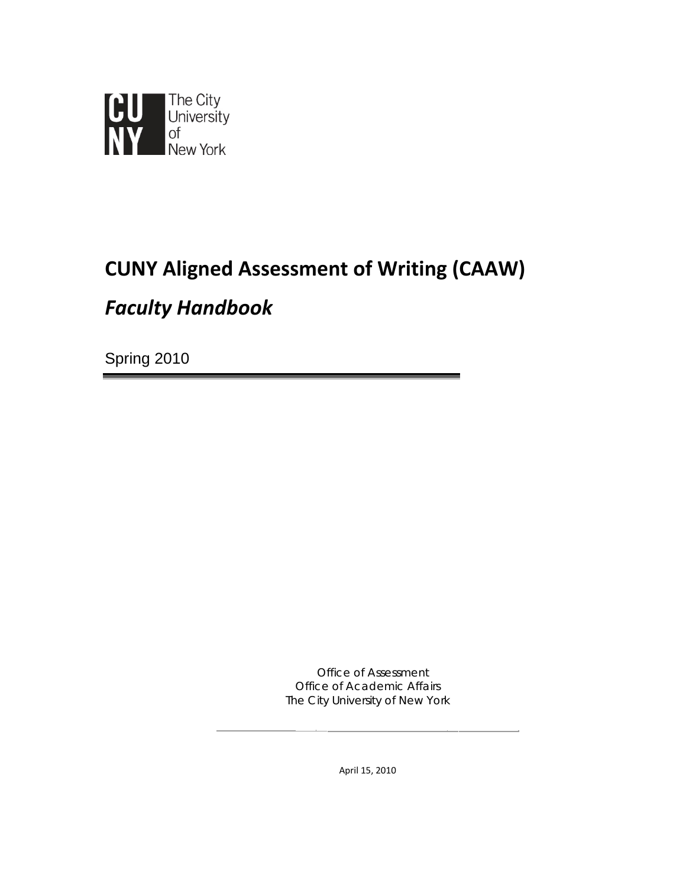The City University of New York

# CUNY Aligned Assessment of Writing (CAAW)

## *Faculty Handbook*

Spring 2010

Office of Assessment
Office of Academic Affairs
The City University of New York

April 15, 2010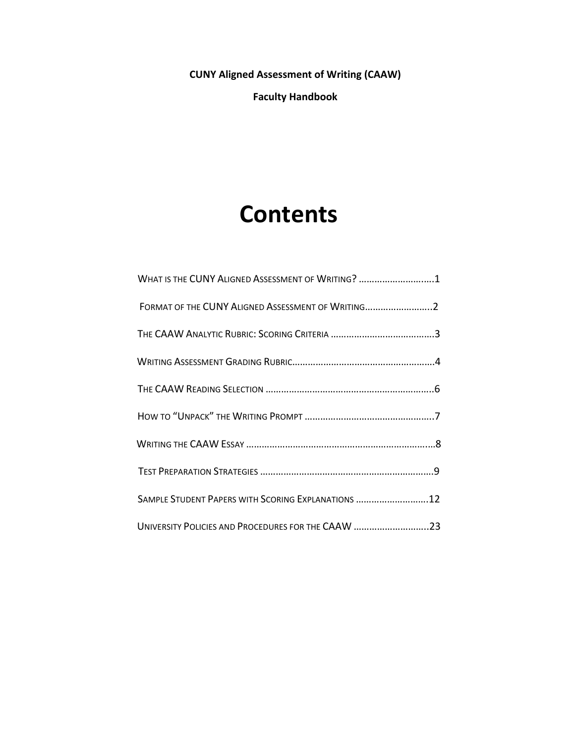**CUNY Aligned Assessment of Writing (CAAW)**

**Faculty Handbook**

# Contents

What is the CUNY Aligned Assessment of Writing? ............................1

Format of the CUNY Aligned Assessment of Writing..........................2

The CAAW Analytic Rubric: Scoring Criteria ........................................3

Writing Assessment Grading Rubric.......................................................4

The CAAW Reading Selection .................................................................6

How to "Unpack" the Writing Prompt ..................................................7

Writing the CAAW Essay .........................................................................8

Test Preparation Strategies ...................................................................9

Sample Student Papers with Scoring Explanations ............................12

University Policies and Procedures for the CAAW ............................23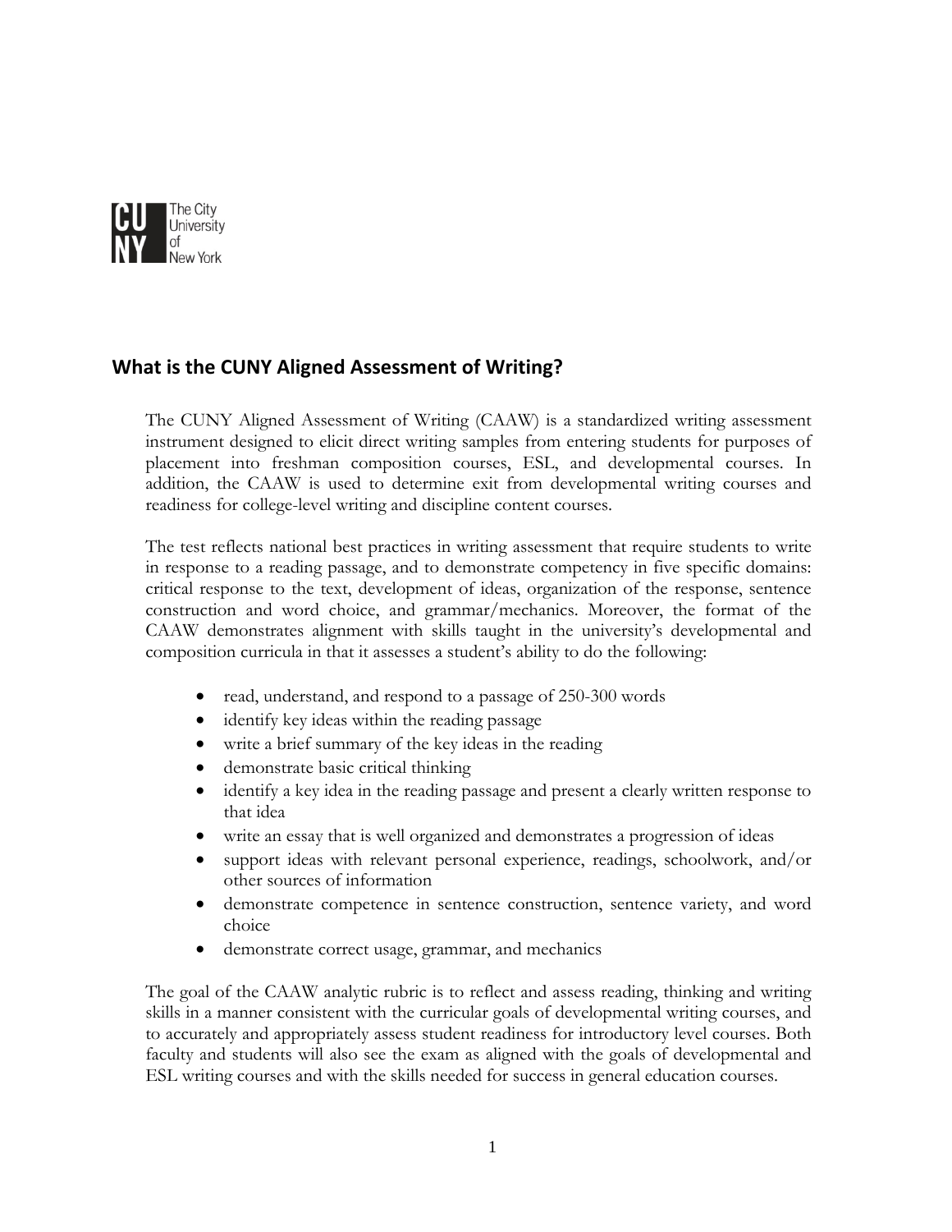## What is the CUNY Aligned Assessment of Writing?

The CUNY Aligned Assessment of Writing (CAAW) is a standardized writing assessment instrument designed to elicit direct writing samples from entering students for purposes of placement into freshman composition courses, ESL, and developmental courses. In addition, the CAAW is used to determine exit from developmental writing courses and readiness for college-level writing and discipline content courses.

The test reflects national best practices in writing assessment that require students to write in response to a reading passage, and to demonstrate competency in five specific domains: critical response to the text, development of ideas, organization of the response, sentence construction and word choice, and grammar/mechanics. Moreover, the format of the CAAW demonstrates alignment with skills taught in the university's developmental and composition curricula in that it assesses a student's ability to do the following:

- read, understand, and respond to a passage of 250-300 words
- identify key ideas within the reading passage
- write a brief summary of the key ideas in the reading
- demonstrate basic critical thinking
- identify a key idea in the reading passage and present a clearly written response to that idea
- write an essay that is well organized and demonstrates a progression of ideas
- support ideas with relevant personal experience, readings, schoolwork, and/or other sources of information
- demonstrate competence in sentence construction, sentence variety, and word choice
- demonstrate correct usage, grammar, and mechanics

The goal of the CAAW analytic rubric is to reflect and assess reading, thinking and writing skills in a manner consistent with the curricular goals of developmental writing courses, and to accurately and appropriately assess student readiness for introductory level courses. Both faculty and students will also see the exam as aligned with the goals of developmental and ESL writing courses and with the skills needed for success in general education courses.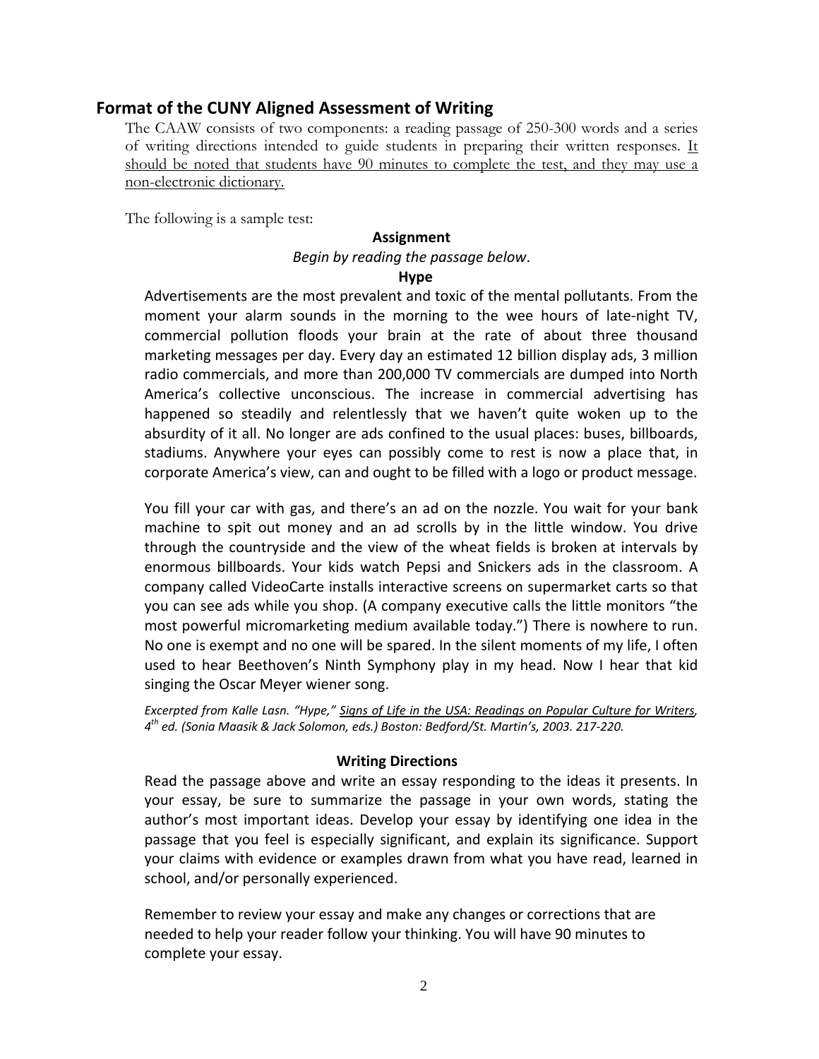## Format of the CUNY Aligned Assessment of Writing

The CAAW consists of two components: a reading passage of 250-300 words and a series of writing directions intended to guide students in preparing their written responses. <u>It should be noted that students have 90 minutes to complete the test, and they may use a non-electronic dictionary.</u>

The following is a sample test:

**Assignment**

*Begin by reading the passage below*.

**Hype**

Advertisements are the most prevalent and toxic of the mental pollutants. From the moment your alarm sounds in the morning to the wee hours of late-night TV, commercial pollution floods your brain at the rate of about three thousand marketing messages per day. Every day an estimated 12 billion display ads, 3 million radio commercials, and more than 200,000 TV commercials are dumped into North America's collective unconscious. The increase in commercial advertising has happened so steadily and relentlessly that we haven't quite woken up to the absurdity of it all. No longer are ads confined to the usual places: buses, billboards, stadiums. Anywhere your eyes can possibly come to rest is now a place that, in corporate America's view, can and ought to be filled with a logo or product message.

You fill your car with gas, and there's an ad on the nozzle. You wait for your bank machine to spit out money and an ad scrolls by in the little window. You drive through the countryside and the view of the wheat fields is broken at intervals by enormous billboards. Your kids watch Pepsi and Snickers ads in the classroom. A company called VideoCarte installs interactive screens on supermarket carts so that you can see ads while you shop. (A company executive calls the little monitors "the most powerful micromarketing medium available today.") There is nowhere to run. No one is exempt and no one will be spared. In the silent moments of my life, I often used to hear Beethoven's Ninth Symphony play in my head. Now I hear that kid singing the Oscar Meyer wiener song.

*Excerpted from Kalle Lasn. "Hype," <u>Signs of Life in the USA: Readings on Popular Culture for Writers</u>, 4th ed. (Sonia Maasik & Jack Solomon, eds.) Boston: Bedford/St. Martin's, 2003. 217-220.*

**Writing Directions**

Read the passage above and write an essay responding to the ideas it presents. In your essay, be sure to summarize the passage in your own words, stating the author's most important ideas. Develop your essay by identifying one idea in the passage that you feel is especially significant, and explain its significance. Support your claims with evidence or examples drawn from what you have read, learned in school, and/or personally experienced.

Remember to review your essay and make any changes or corrections that are needed to help your reader follow your thinking. You will have 90 minutes to complete your essay.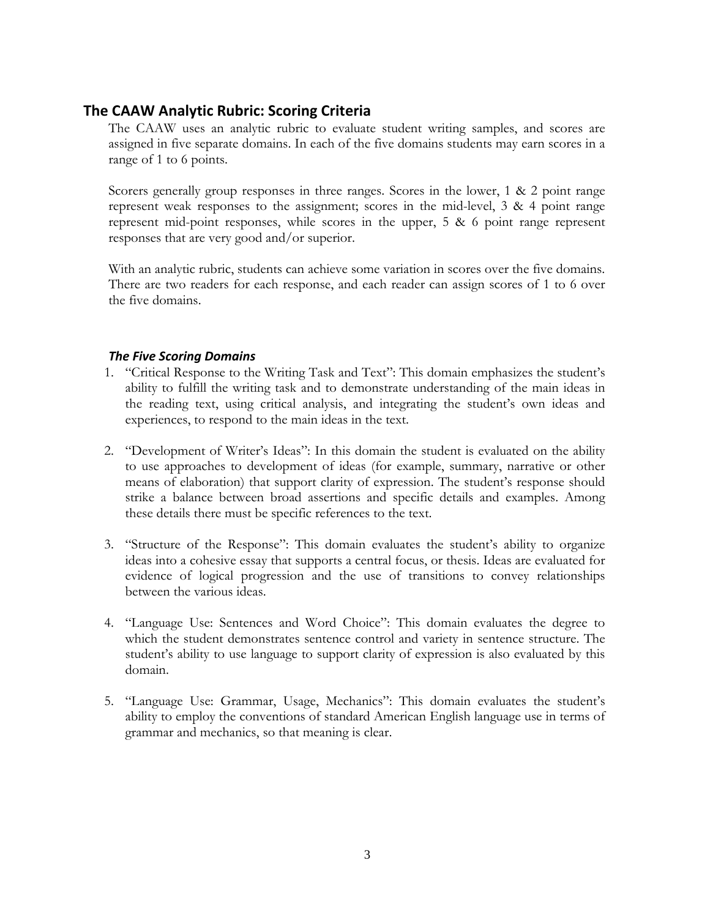## The CAAW Analytic Rubric: Scoring Criteria

The CAAW uses an analytic rubric to evaluate student writing samples, and scores are assigned in five separate domains. In each of the five domains students may earn scores in a range of 1 to 6 points.

Scorers generally group responses in three ranges. Scores in the lower, 1 & 2 point range represent weak responses to the assignment; scores in the mid-level, 3 & 4 point range represent mid-point responses, while scores in the upper, 5 & 6 point range represent responses that are very good and/or superior.

With an analytic rubric, students can achieve some variation in scores over the five domains. There are two readers for each response, and each reader can assign scores of 1 to 6 over the five domains.

### *The Five Scoring Domains*

1. "Critical Response to the Writing Task and Text": This domain emphasizes the student's ability to fulfill the writing task and to demonstrate understanding of the main ideas in the reading text, using critical analysis, and integrating the student's own ideas and experiences, to respond to the main ideas in the text.

2. "Development of Writer's Ideas": In this domain the student is evaluated on the ability to use approaches to development of ideas (for example, summary, narrative or other means of elaboration) that support clarity of expression. The student's response should strike a balance between broad assertions and specific details and examples. Among these details there must be specific references to the text.

3. "Structure of the Response": This domain evaluates the student's ability to organize ideas into a cohesive essay that supports a central focus, or thesis. Ideas are evaluated for evidence of logical progression and the use of transitions to convey relationships between the various ideas.

4. "Language Use: Sentences and Word Choice": This domain evaluates the degree to which the student demonstrates sentence control and variety in sentence structure. The student's ability to use language to support clarity of expression is also evaluated by this domain.

5. "Language Use: Grammar, Usage, Mechanics": This domain evaluates the student's ability to employ the conventions of standard American English language use in terms of grammar and mechanics, so that meaning is clear.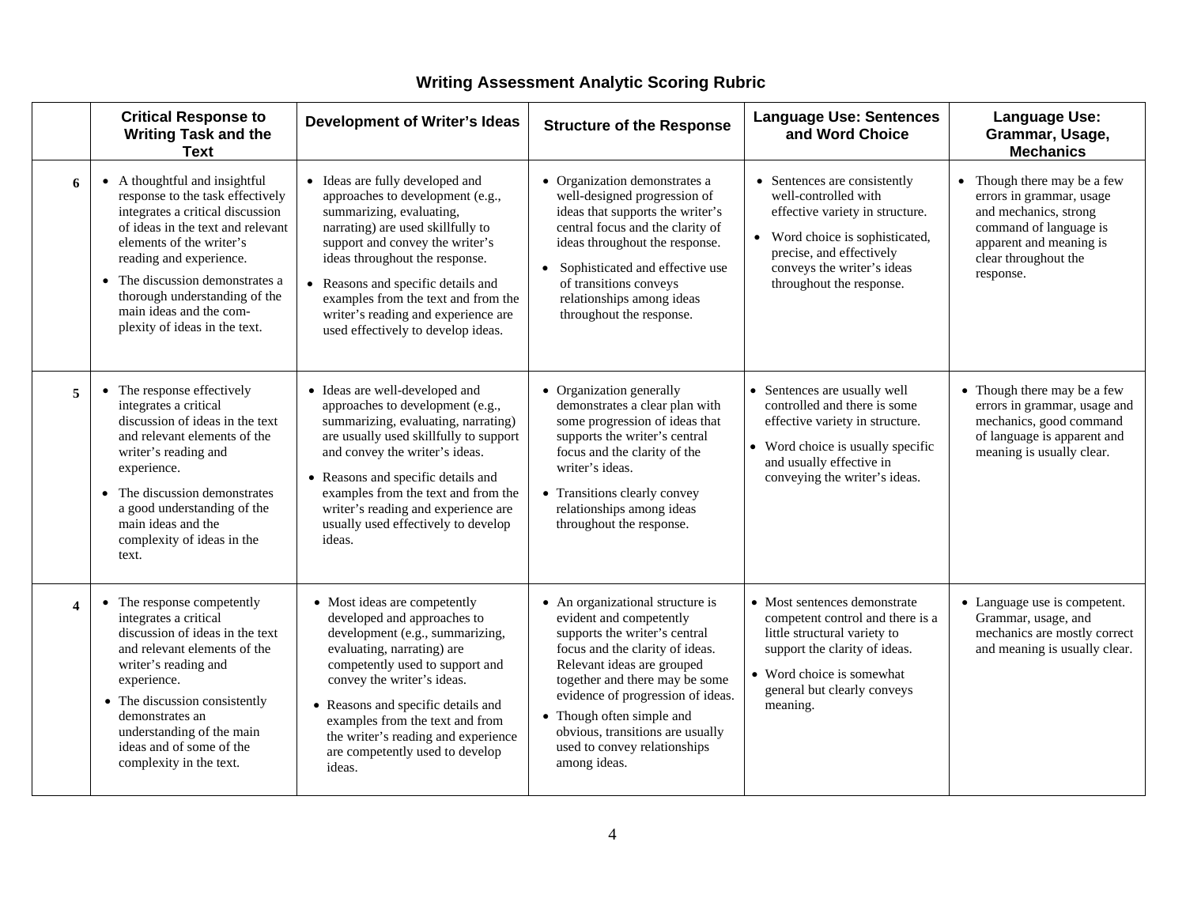# Writing Assessment Analytic Scoring Rubric

| | Critical Response to Writing Task and the Text | Development of Writer's Ideas | Structure of the Response | Language Use: Sentences and Word Choice | Language Use: Grammar, Usage, Mechanics |
|---|---|---|---|---|---|
| **6** | • A thoughtful and insightful response to the task effectively integrates a critical discussion of ideas in the text and relevant elements of the writer's reading and experience.<br>• The discussion demonstrates a thorough understanding of the main ideas and the complexity of ideas in the text. | • Ideas are fully developed and approaches to development (e.g., summarizing, evaluating, narrating) are used skillfully to support and convey the writer's ideas throughout the response.<br>• Reasons and specific details and examples from the text and from the writer's reading and experience are used effectively to develop ideas. | • Organization demonstrates a well-designed progression of ideas that supports the writer's central focus and the clarity of ideas throughout the response.<br>• Sophisticated and effective use of transitions conveys relationships among ideas throughout the response. | • Sentences are consistently well-controlled with effective variety in structure.<br>• Word choice is sophisticated, precise, and effectively conveys the writer's ideas throughout the response. | • Though there may be a few errors in grammar, usage and mechanics, strong command of language is apparent and meaning is clear throughout the response. |
| **5** | • The response effectively integrates a critical discussion of ideas in the text and relevant elements of the writer's reading and experience.<br>• The discussion demonstrates a good understanding of the main ideas and the complexity of ideas in the text. | • Ideas are well-developed and approaches to development (e.g., summarizing, evaluating, narrating) are usually used skillfully to support and convey the writer's ideas.<br>• Reasons and specific details and examples from the text and from the writer's reading and experience are usually used effectively to develop ideas. | • Organization generally demonstrates a clear plan with some progression of ideas that supports the writer's central focus and the clarity of the writer's ideas.<br>• Transitions clearly convey relationships among ideas throughout the response. | • Sentences are usually well controlled and there is some effective variety in structure.<br>• Word choice is usually specific and usually effective in conveying the writer's ideas. | • Though there may be a few errors in grammar, usage and mechanics, good command of language is apparent and meaning is usually clear. |
| **4** | • The response competently integrates a critical discussion of ideas in the text and relevant elements of the writer's reading and experience.<br>• The discussion consistently demonstrates an understanding of the main ideas and of some of the complexity in the text. | • Most ideas are competently developed and approaches to development (e.g., summarizing, evaluating, narrating) are competently used to support and convey the writer's ideas.<br>• Reasons and specific details and examples from the text and from the writer's reading and experience are competently used to develop ideas. | • An organizational structure is evident and competently supports the writer's central focus and the clarity of ideas. Relevant ideas are grouped together and there may be some evidence of progression of ideas.<br>• Though often simple and obvious, transitions are usually used to convey relationships among ideas. | • Most sentences demonstrate competent control and there is a little structural variety to support the clarity of ideas.<br>• Word choice is somewhat general but clearly conveys meaning. | • Language use is competent. Grammar, usage, and mechanics are mostly correct and meaning is usually clear. |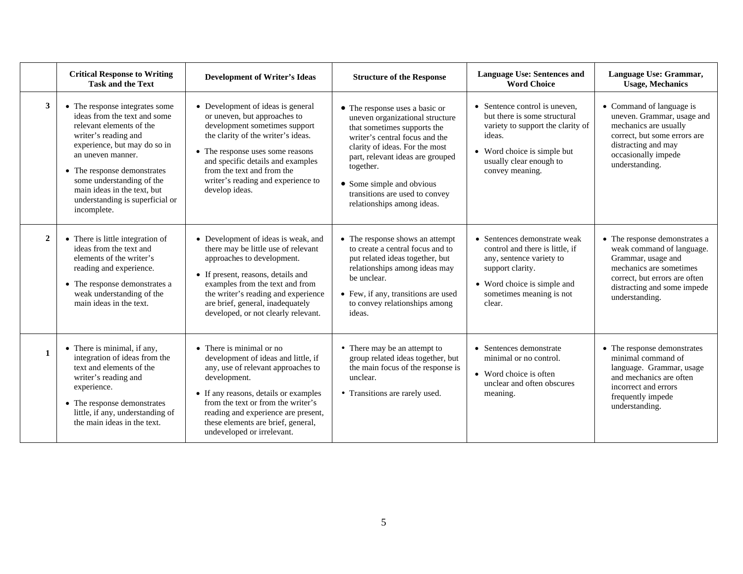| | Critical Response to Writing Task and the Text | Development of Writer's Ideas | Structure of the Response | Language Use: Sentences and Word Choice | Language Use: Grammar, Usage, Mechanics |
|---|---|---|---|---|---|
| **3** | • The response integrates some ideas from the text and some relevant elements of the writer's reading and experience, but may do so in an uneven manner.<br>• The response demonstrates some understanding of the main ideas in the text, but understanding is superficial or incomplete. | • Development of ideas is general or uneven, but approaches to development sometimes support the clarity of the writer's ideas.<br>• The response uses some reasons and specific details and examples from the text and from the writer's reading and experience to develop ideas. | • The response uses a basic or uneven organizational structure that sometimes supports the writer's central focus and the clarity of ideas. For the most part, relevant ideas are grouped together.<br>• Some simple and obvious transitions are used to convey relationships among ideas. | • Sentence control is uneven, but there is some structural variety to support the clarity of ideas.<br>• Word choice is simple but usually clear enough to convey meaning. | • Command of language is uneven. Grammar, usage and mechanics are usually correct, but some errors are distracting and may occasionally impede understanding. |
| **2** | • There is little integration of ideas from the text and elements of the writer's reading and experience.<br>• The response demonstrates a weak understanding of the main ideas in the text. | • Development of ideas is weak, and there may be little use of relevant approaches to development.<br>• If present, reasons, details and examples from the text and from the writer's reading and experience are brief, general, inadequately developed, or not clearly relevant. | • The response shows an attempt to create a central focus and to put related ideas together, but relationships among ideas may be unclear.<br>• Few, if any, transitions are used to convey relationships among ideas. | • Sentences demonstrate weak control and there is little, if any, sentence variety to support clarity.<br>• Word choice is simple and sometimes meaning is not clear. | • The response demonstrates a weak command of language. Grammar, usage and mechanics are sometimes correct, but errors are often distracting and some impede understanding. |
| **1** | • There is minimal, if any, integration of ideas from the text and elements of the writer's reading and experience.<br>• The response demonstrates little, if any, understanding of the main ideas in the text. | • There is minimal or no development of ideas and little, if any, use of relevant approaches to development.<br>• If any reasons, details or examples from the text or from the writer's reading and experience are present, these elements are brief, general, undeveloped or irrelevant. | • There may be an attempt to group related ideas together, but the main focus of the response is unclear.<br>• Transitions are rarely used. | • Sentences demonstrate minimal or no control.<br>• Word choice is often unclear and often obscures meaning. | • The response demonstrates minimal command of language. Grammar, usage and mechanics are often incorrect and errors frequently impede understanding. |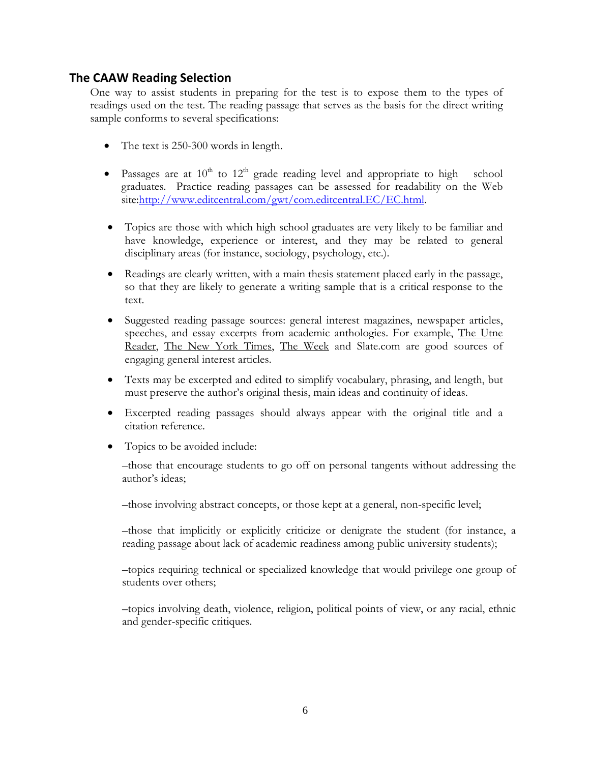## The CAAW Reading Selection

One way to assist students in preparing for the test is to expose them to the types of readings used on the test. The reading passage that serves as the basis for the direct writing sample conforms to several specifications:

- The text is 250-300 words in length.
- Passages are at 10th to 12th grade reading level and appropriate to high school graduates. Practice reading passages can be assessed for readability on the Web site:[http://www.editcentral.com/gwt/com.editcentral.EC/EC.html](http://www.editcentral.com/gwt/com.editcentral.EC/EC.html).
- Topics are those with which high school graduates are very likely to be familiar and have knowledge, experience or interest, and they may be related to general disciplinary areas (for instance, sociology, psychology, etc.).
- Readings are clearly written, with a main thesis statement placed early in the passage, so that they are likely to generate a writing sample that is a critical response to the text.
- Suggested reading passage sources: general interest magazines, newspaper articles, speeches, and essay excerpts from academic anthologies. For example, <u>The Utne Reader</u>, <u>The New York Times</u>, <u>The Week</u> and Slate.com are good sources of engaging general interest articles.
- Texts may be excerpted and edited to simplify vocabulary, phrasing, and length, but must preserve the author's original thesis, main ideas and continuity of ideas.
- Excerpted reading passages should always appear with the original title and a citation reference.
- Topics to be avoided include:

  –those that encourage students to go off on personal tangents without addressing the author's ideas;

  –those involving abstract concepts, or those kept at a general, non-specific level;

  –those that implicitly or explicitly criticize or denigrate the student (for instance, a reading passage about lack of academic readiness among public university students);

  –topics requiring technical or specialized knowledge that would privilege one group of students over others;

  –topics involving death, violence, religion, political points of view, or any racial, ethnic and gender-specific critiques.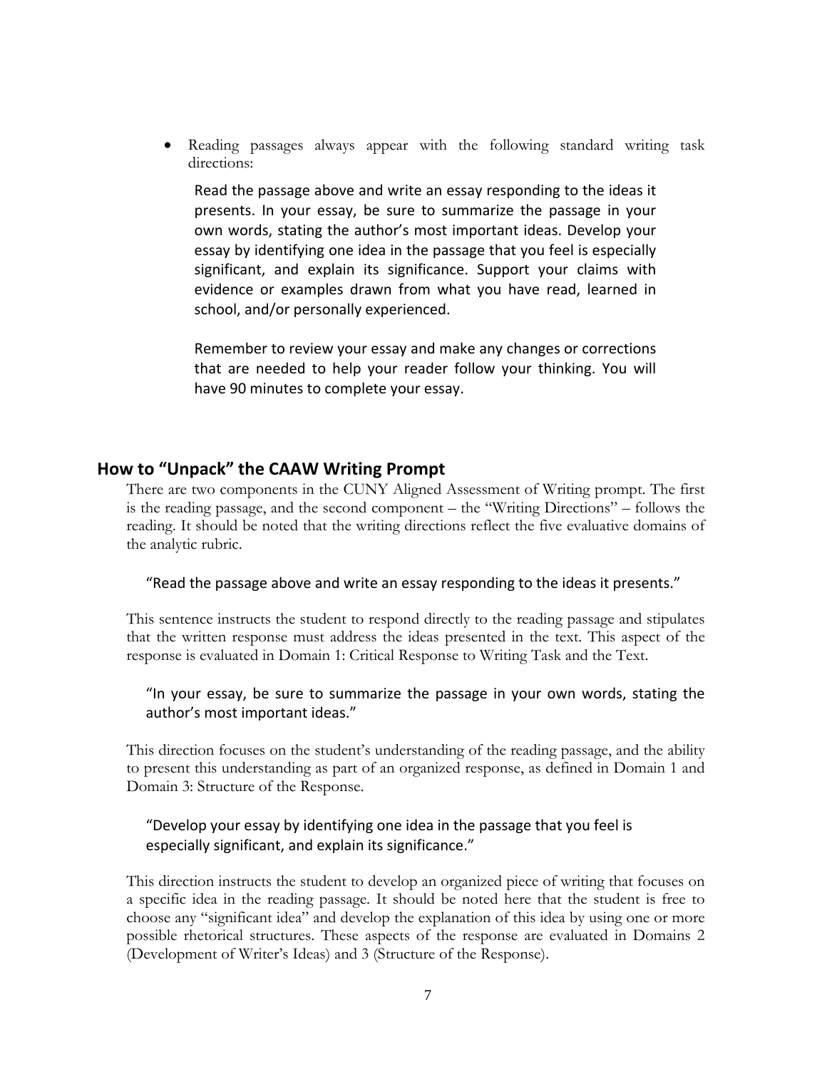- Reading passages always appear with the following standard writing task directions:

  Read the passage above and write an essay responding to the ideas it presents. In your essay, be sure to summarize the passage in your own words, stating the author's most important ideas. Develop your essay by identifying one idea in the passage that you feel is especially significant, and explain its significance. Support your claims with evidence or examples drawn from what you have read, learned in school, and/or personally experienced.

  Remember to review your essay and make any changes or corrections that are needed to help your reader follow your thinking. You will have 90 minutes to complete your essay.

## How to "Unpack" the CAAW Writing Prompt

There are two components in the CUNY Aligned Assessment of Writing prompt. The first is the reading passage, and the second component – the "Writing Directions" – follows the reading. It should be noted that the writing directions reflect the five evaluative domains of the analytic rubric.

"Read the passage above and write an essay responding to the ideas it presents."

This sentence instructs the student to respond directly to the reading passage and stipulates that the written response must address the ideas presented in the text. This aspect of the response is evaluated in Domain 1: Critical Response to Writing Task and the Text.

"In your essay, be sure to summarize the passage in your own words, stating the author's most important ideas."

This direction focuses on the student's understanding of the reading passage, and the ability to present this understanding as part of an organized response, as defined in Domain 1 and Domain 3: Structure of the Response.

"Develop your essay by identifying one idea in the passage that you feel is especially significant, and explain its significance."

This direction instructs the student to develop an organized piece of writing that focuses on a specific idea in the reading passage. It should be noted here that the student is free to choose any "significant idea" and develop the explanation of this idea by using one or more possible rhetorical structures. These aspects of the response are evaluated in Domains 2 (Development of Writer's Ideas) and 3 (Structure of the Response).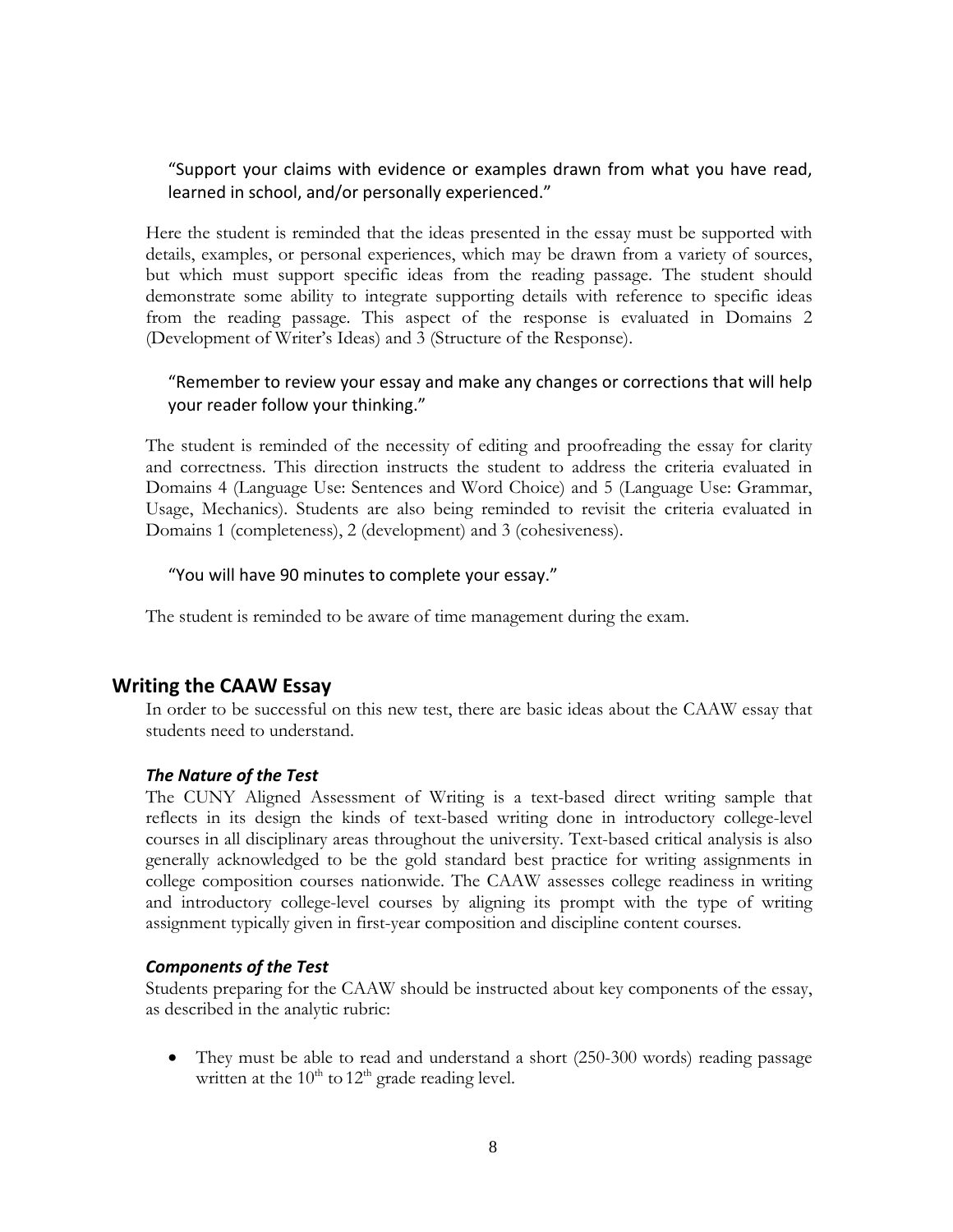"Support your claims with evidence or examples drawn from what you have read, learned in school, and/or personally experienced."

Here the student is reminded that the ideas presented in the essay must be supported with details, examples, or personal experiences, which may be drawn from a variety of sources, but which must support specific ideas from the reading passage. The student should demonstrate some ability to integrate supporting details with reference to specific ideas from the reading passage. This aspect of the response is evaluated in Domains 2 (Development of Writer's Ideas) and 3 (Structure of the Response).

"Remember to review your essay and make any changes or corrections that will help your reader follow your thinking."

The student is reminded of the necessity of editing and proofreading the essay for clarity and correctness. This direction instructs the student to address the criteria evaluated in Domains 4 (Language Use: Sentences and Word Choice) and 5 (Language Use: Grammar, Usage, Mechanics). Students are also being reminded to revisit the criteria evaluated in Domains 1 (completeness), 2 (development) and 3 (cohesiveness).

"You will have 90 minutes to complete your essay."

The student is reminded to be aware of time management during the exam.

## Writing the CAAW Essay

In order to be successful on this new test, there are basic ideas about the CAAW essay that students need to understand.

### *The Nature of the Test*

The CUNY Aligned Assessment of Writing is a text-based direct writing sample that reflects in its design the kinds of text-based writing done in introductory college-level courses in all disciplinary areas throughout the university. Text-based critical analysis is also generally acknowledged to be the gold standard best practice for writing assignments in college composition courses nationwide. The CAAW assesses college readiness in writing and introductory college-level courses by aligning its prompt with the type of writing assignment typically given in first-year composition and discipline content courses.

### *Components of the Test*

Students preparing for the CAAW should be instructed about key components of the essay, as described in the analytic rubric:

- They must be able to read and understand a short (250-300 words) reading passage written at the 10th to 12th grade reading level.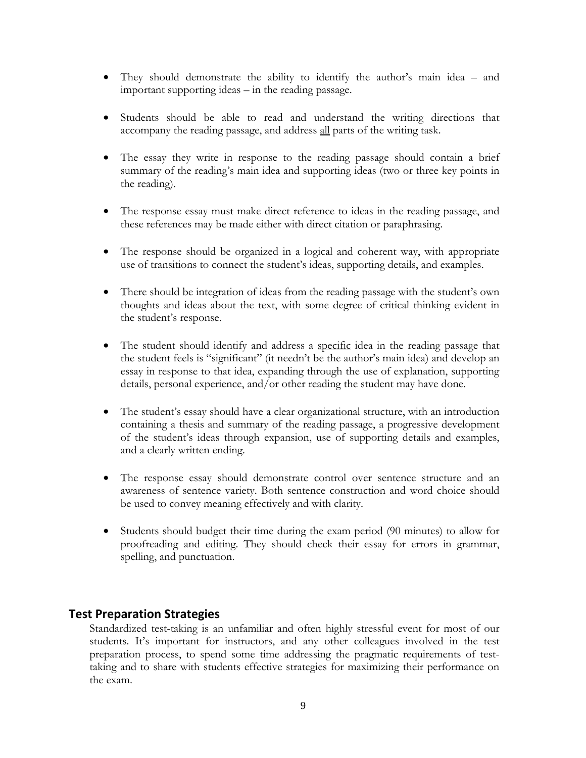- They should demonstrate the ability to identify the author's main idea – and important supporting ideas – in the reading passage.

- Students should be able to read and understand the writing directions that accompany the reading passage, and address <u>all</u> parts of the writing task.

- The essay they write in response to the reading passage should contain a brief summary of the reading's main idea and supporting ideas (two or three key points in the reading).

- The response essay must make direct reference to ideas in the reading passage, and these references may be made either with direct citation or paraphrasing.

- The response should be organized in a logical and coherent way, with appropriate use of transitions to connect the student's ideas, supporting details, and examples.

- There should be integration of ideas from the reading passage with the student's own thoughts and ideas about the text, with some degree of critical thinking evident in the student's response.

- The student should identify and address a <u>specific</u> idea in the reading passage that the student feels is "significant" (it needn't be the author's main idea) and develop an essay in response to that idea, expanding through the use of explanation, supporting details, personal experience, and/or other reading the student may have done.

- The student's essay should have a clear organizational structure, with an introduction containing a thesis and summary of the reading passage, a progressive development of the student's ideas through expansion, use of supporting details and examples, and a clearly written ending.

- The response essay should demonstrate control over sentence structure and an awareness of sentence variety. Both sentence construction and word choice should be used to convey meaning effectively and with clarity.

- Students should budget their time during the exam period (90 minutes) to allow for proofreading and editing. They should check their essay for errors in grammar, spelling, and punctuation.

## Test Preparation Strategies

Standardized test-taking is an unfamiliar and often highly stressful event for most of our students. It's important for instructors, and any other colleagues involved in the test preparation process, to spend some time addressing the pragmatic requirements of test-taking and to share with students effective strategies for maximizing their performance on the exam.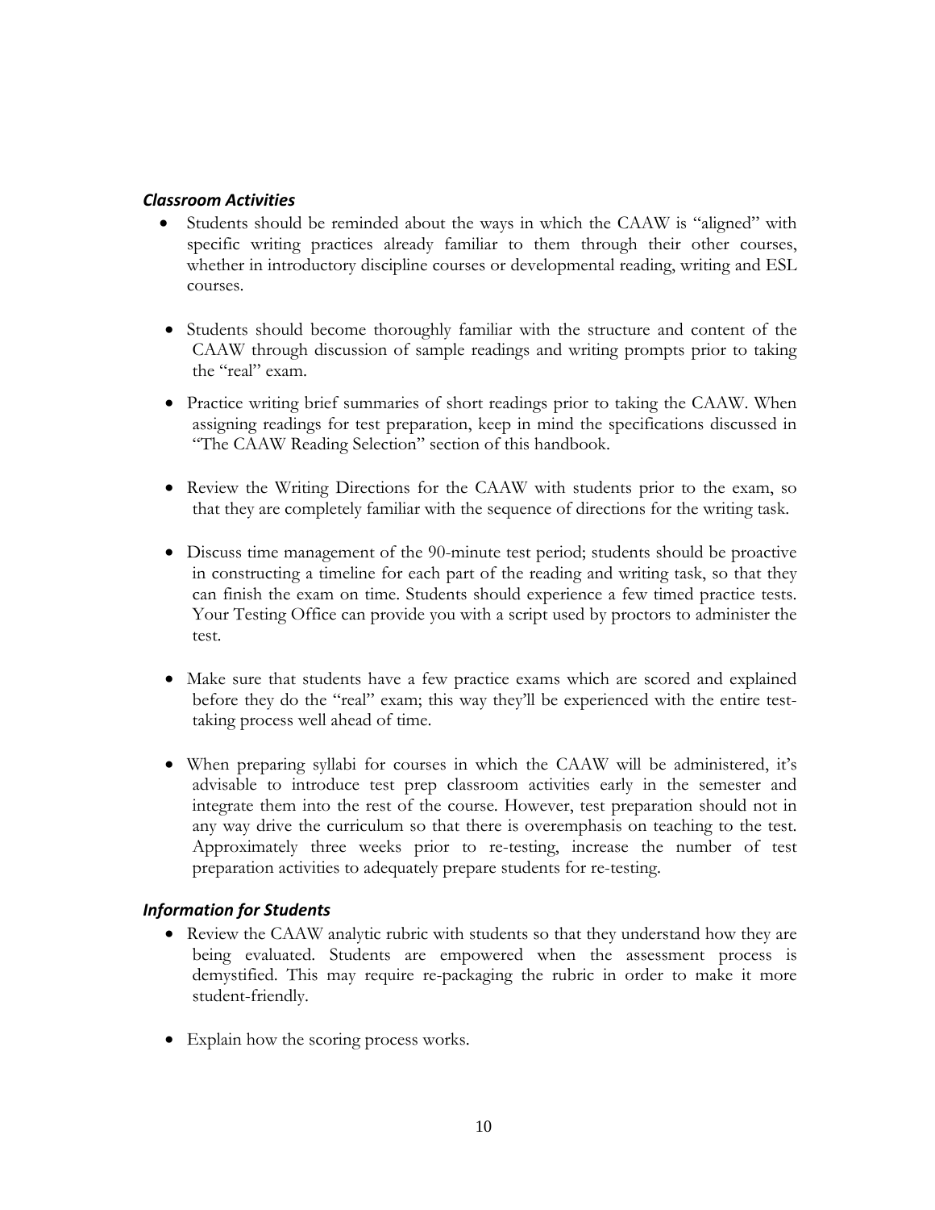### *Classroom Activities*

- Students should be reminded about the ways in which the CAAW is "aligned" with specific writing practices already familiar to them through their other courses, whether in introductory discipline courses or developmental reading, writing and ESL courses.

- Students should become thoroughly familiar with the structure and content of the CAAW through discussion of sample readings and writing prompts prior to taking the "real" exam.

- Practice writing brief summaries of short readings prior to taking the CAAW. When assigning readings for test preparation, keep in mind the specifications discussed in "The CAAW Reading Selection" section of this handbook.

- Review the Writing Directions for the CAAW with students prior to the exam, so that they are completely familiar with the sequence of directions for the writing task.

- Discuss time management of the 90-minute test period; students should be proactive in constructing a timeline for each part of the reading and writing task, so that they can finish the exam on time. Students should experience a few timed practice tests. Your Testing Office can provide you with a script used by proctors to administer the test.

- Make sure that students have a few practice exams which are scored and explained before they do the "real" exam; this way they'll be experienced with the entire test-taking process well ahead of time.

- When preparing syllabi for courses in which the CAAW will be administered, it's advisable to introduce test prep classroom activities early in the semester and integrate them into the rest of the course. However, test preparation should not in any way drive the curriculum so that there is overemphasis on teaching to the test. Approximately three weeks prior to re-testing, increase the number of test preparation activities to adequately prepare students for re-testing.

### *Information for Students*

- Review the CAAW analytic rubric with students so that they understand how they are being evaluated. Students are empowered when the assessment process is demystified. This may require re-packaging the rubric in order to make it more student-friendly.

- Explain how the scoring process works.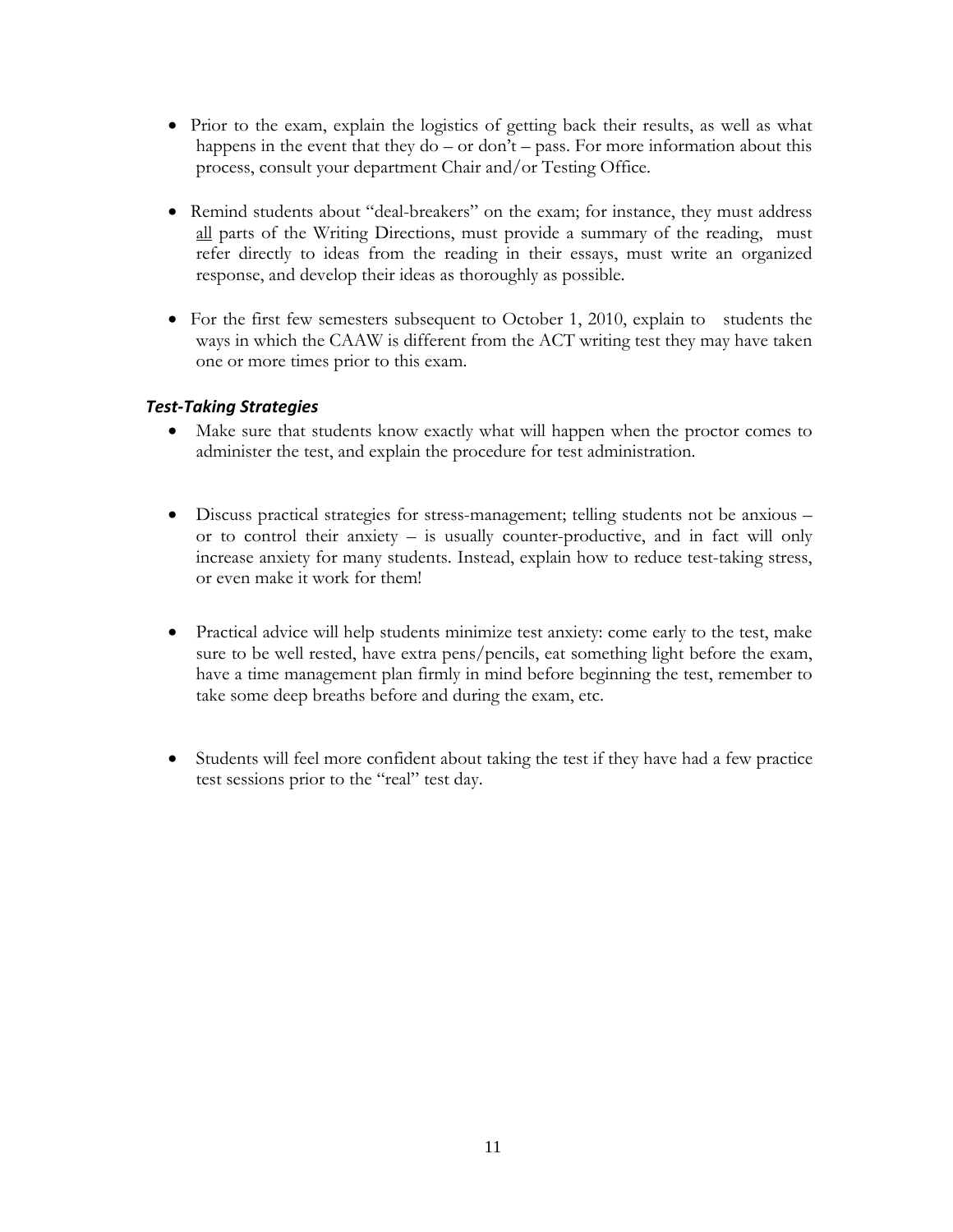- Prior to the exam, explain the logistics of getting back their results, as well as what happens in the event that they do – or don't – pass. For more information about this process, consult your department Chair and/or Testing Office.

- Remind students about "deal-breakers" on the exam; for instance, they must address all parts of the Writing Directions, must provide a summary of the reading, must refer directly to ideas from the reading in their essays, must write an organized response, and develop their ideas as thoroughly as possible.

- For the first few semesters subsequent to October 1, 2010, explain to students the ways in which the CAAW is different from the ACT writing test they may have taken one or more times prior to this exam.

### *Test-Taking Strategies*

- Make sure that students know exactly what will happen when the proctor comes to administer the test, and explain the procedure for test administration.

- Discuss practical strategies for stress-management; telling students not be anxious – or to control their anxiety – is usually counter-productive, and in fact will only increase anxiety for many students. Instead, explain how to reduce test-taking stress, or even make it work for them!

- Practical advice will help students minimize test anxiety: come early to the test, make sure to be well rested, have extra pens/pencils, eat something light before the exam, have a time management plan firmly in mind before beginning the test, remember to take some deep breaths before and during the exam, etc.

- Students will feel more confident about taking the test if they have had a few practice test sessions prior to the "real" test day.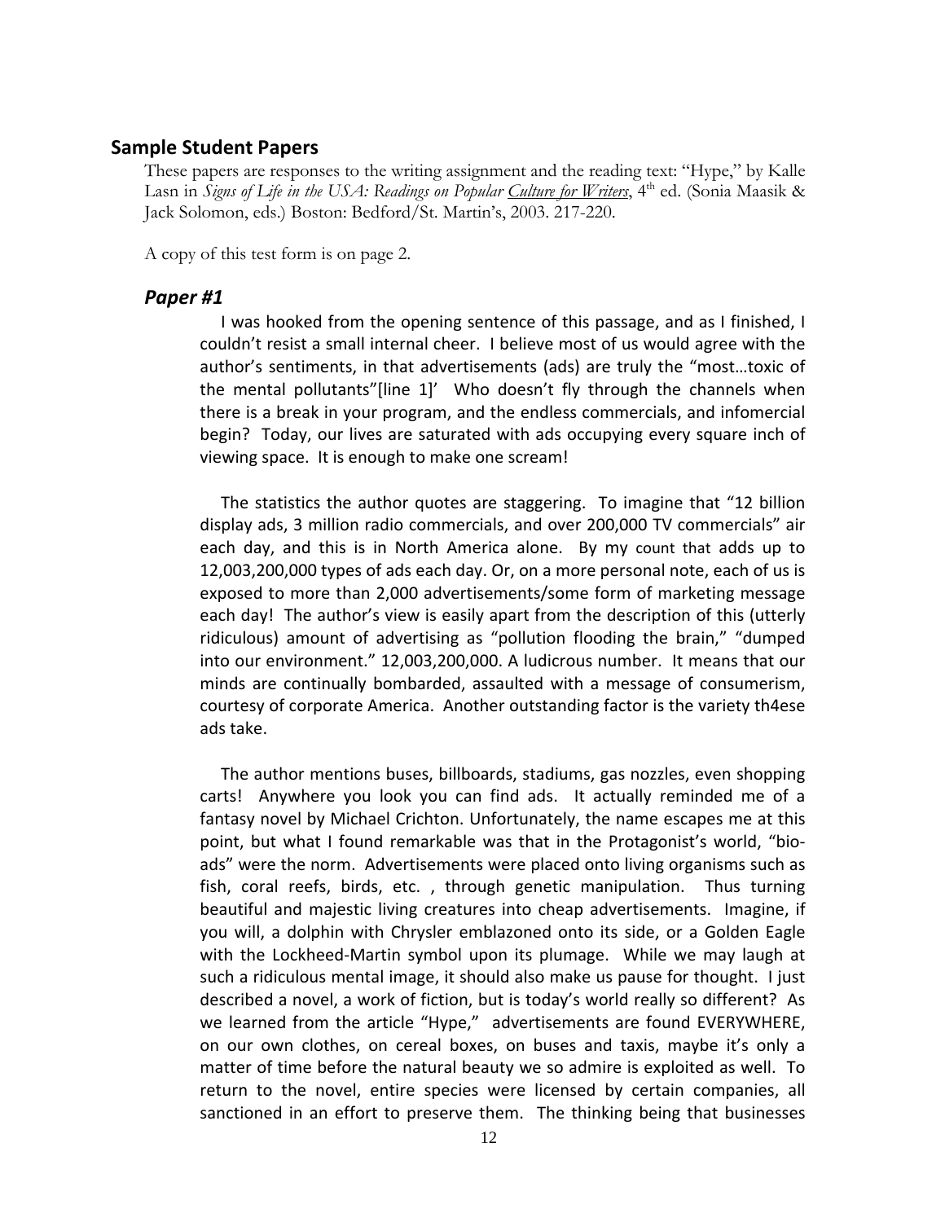## Sample Student Papers

These papers are responses to the writing assignment and the reading text: "Hype," by Kalle Lasn in *Signs of Life in the USA: Readings on Popular Culture for Writers*, 4th ed. (Sonia Maasik & Jack Solomon, eds.) Boston: Bedford/St. Martin's, 2003. 217-220.

A copy of this test form is on page 2.

### *Paper #1*

I was hooked from the opening sentence of this passage, and as I finished, I couldn't resist a small internal cheer. I believe most of us would agree with the author's sentiments, in that advertisements (ads) are truly the "most…toxic of the mental pollutants"[line 1]' Who doesn't fly through the channels when there is a break in your program, and the endless commercials, and infomercial begin? Today, our lives are saturated with ads occupying every square inch of viewing space. It is enough to make one scream!

The statistics the author quotes are staggering. To imagine that "12 billion display ads, 3 million radio commercials, and over 200,000 TV commercials" air each day, and this is in North America alone. By my count that adds up to 12,003,200,000 types of ads each day. Or, on a more personal note, each of us is exposed to more than 2,000 advertisements/some form of marketing message each day! The author's view is easily apart from the description of this (utterly ridiculous) amount of advertising as "pollution flooding the brain," "dumped into our environment." 12,003,200,000. A ludicrous number. It means that our minds are continually bombarded, assaulted with a message of consumerism, courtesy of corporate America. Another outstanding factor is the variety th4ese ads take.

The author mentions buses, billboards, stadiums, gas nozzles, even shopping carts! Anywhere you look you can find ads. It actually reminded me of a fantasy novel by Michael Crichton. Unfortunately, the name escapes me at this point, but what I found remarkable was that in the Protagonist's world, "bio-ads" were the norm. Advertisements were placed onto living organisms such as fish, coral reefs, birds, etc. , through genetic manipulation. Thus turning beautiful and majestic living creatures into cheap advertisements. Imagine, if you will, a dolphin with Chrysler emblazoned onto its side, or a Golden Eagle with the Lockheed-Martin symbol upon its plumage. While we may laugh at such a ridiculous mental image, it should also make us pause for thought. I just described a novel, a work of fiction, but is today's world really so different? As we learned from the article "Hype," advertisements are found EVERYWHERE, on our own clothes, on cereal boxes, on buses and taxis, maybe it's only a matter of time before the natural beauty we so admire is exploited as well. To return to the novel, entire species were licensed by certain companies, all sanctioned in an effort to preserve them. The thinking being that businesses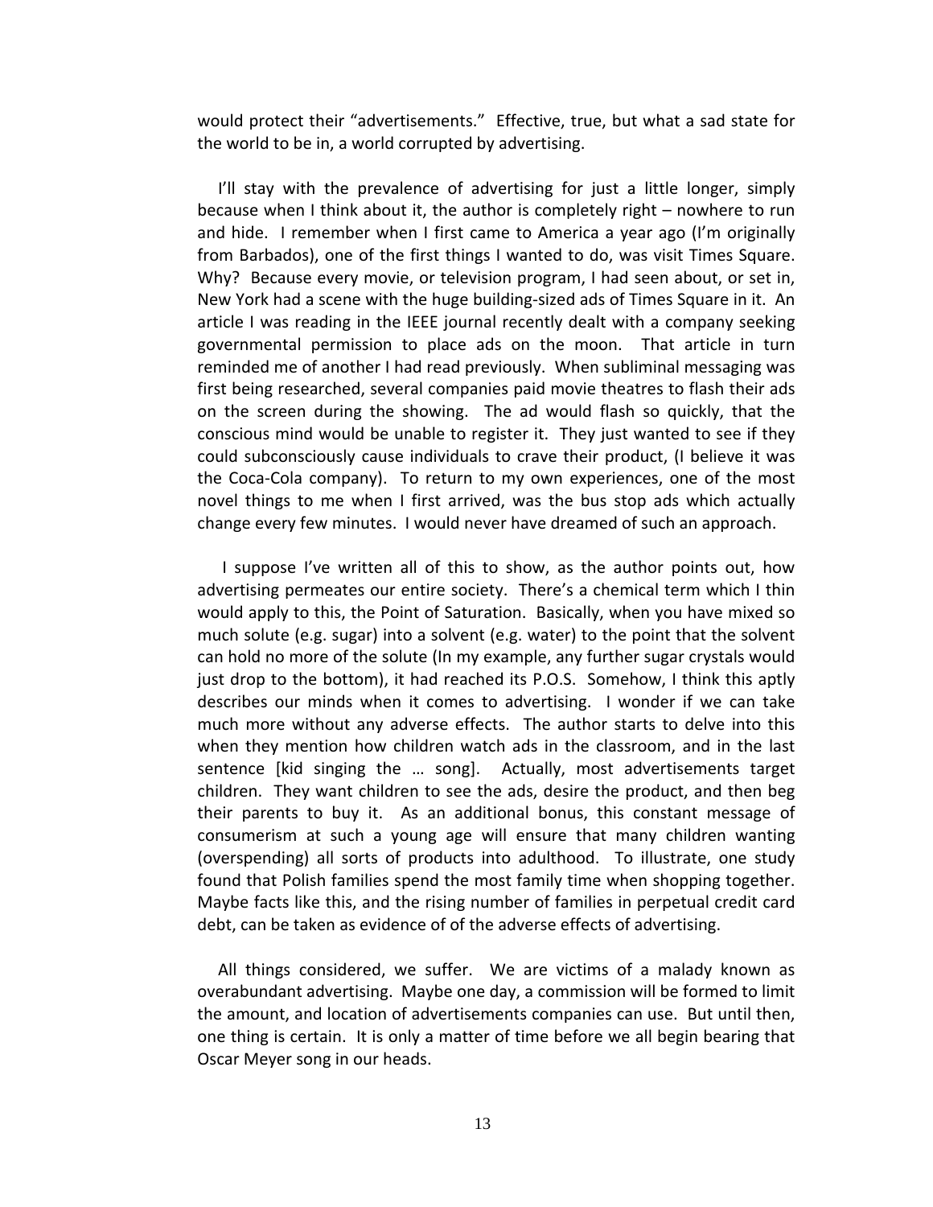would protect their "advertisements." Effective, true, but what a sad state for the world to be in, a world corrupted by advertising.

I'll stay with the prevalence of advertising for just a little longer, simply because when I think about it, the author is completely right – nowhere to run and hide. I remember when I first came to America a year ago (I'm originally from Barbados), one of the first things I wanted to do, was visit Times Square. Why? Because every movie, or television program, I had seen about, or set in, New York had a scene with the huge building-sized ads of Times Square in it. An article I was reading in the IEEE journal recently dealt with a company seeking governmental permission to place ads on the moon. That article in turn reminded me of another I had read previously. When subliminal messaging was first being researched, several companies paid movie theatres to flash their ads on the screen during the showing. The ad would flash so quickly, that the conscious mind would be unable to register it. They just wanted to see if they could subconsciously cause individuals to crave their product, (I believe it was the Coca-Cola company). To return to my own experiences, one of the most novel things to me when I first arrived, was the bus stop ads which actually change every few minutes. I would never have dreamed of such an approach.

I suppose I've written all of this to show, as the author points out, how advertising permeates our entire society. There's a chemical term which I thin would apply to this, the Point of Saturation. Basically, when you have mixed so much solute (e.g. sugar) into a solvent (e.g. water) to the point that the solvent can hold no more of the solute (In my example, any further sugar crystals would just drop to the bottom), it had reached its P.O.S. Somehow, I think this aptly describes our minds when it comes to advertising. I wonder if we can take much more without any adverse effects. The author starts to delve into this when they mention how children watch ads in the classroom, and in the last sentence [kid singing the … song]. Actually, most advertisements target children. They want children to see the ads, desire the product, and then beg their parents to buy it. As an additional bonus, this constant message of consumerism at such a young age will ensure that many children wanting (overspending) all sorts of products into adulthood. To illustrate, one study found that Polish families spend the most family time when shopping together. Maybe facts like this, and the rising number of families in perpetual credit card debt, can be taken as evidence of of the adverse effects of advertising.

All things considered, we suffer. We are victims of a malady known as overabundant advertising. Maybe one day, a commission will be formed to limit the amount, and location of advertisements companies can use. But until then, one thing is certain. It is only a matter of time before we all begin bearing that Oscar Meyer song in our heads.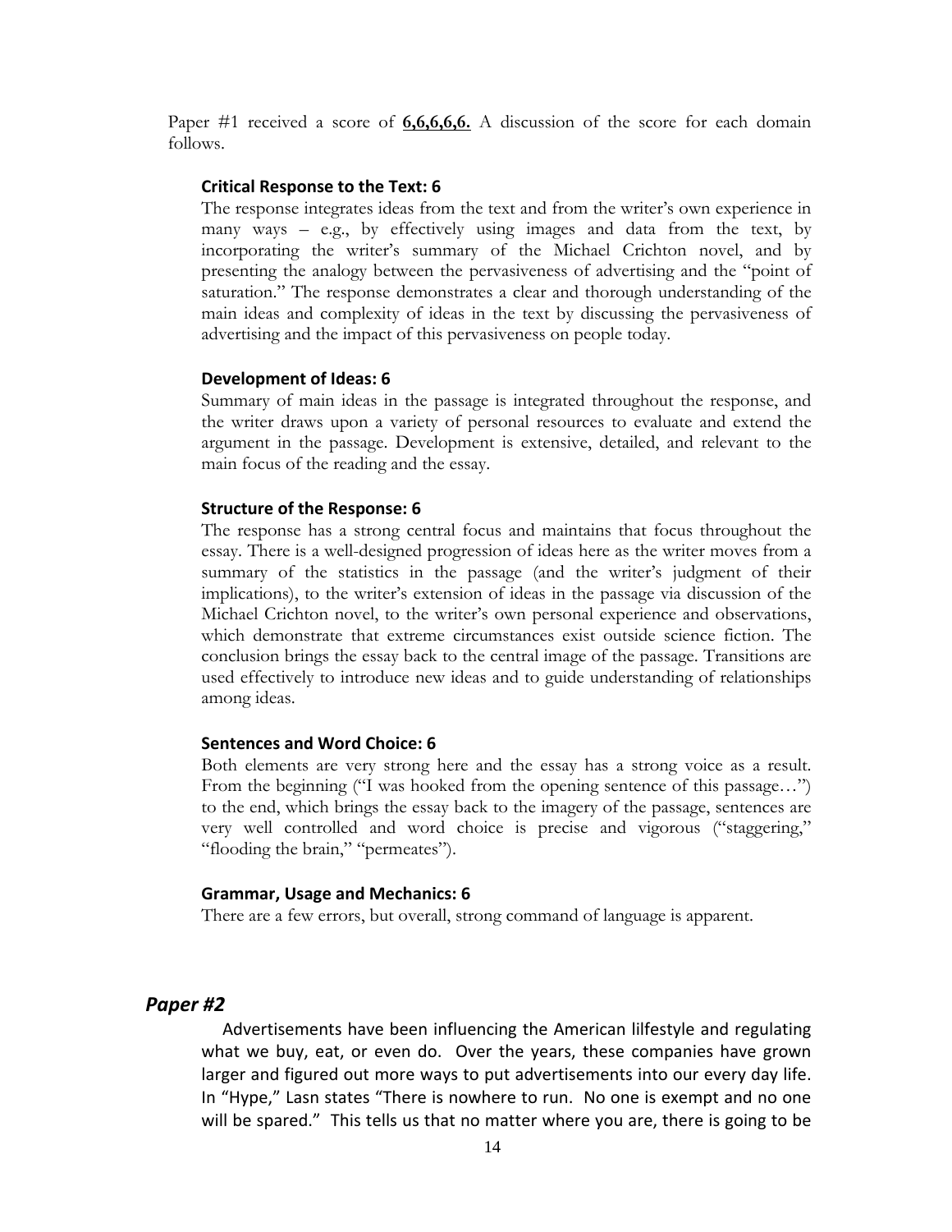Paper #1 received a score of **6,6,6,6,6.** A discussion of the score for each domain follows.

**Critical Response to the Text: 6**

The response integrates ideas from the text and from the writer's own experience in many ways – e.g., by effectively using images and data from the text, by incorporating the writer's summary of the Michael Crichton novel, and by presenting the analogy between the pervasiveness of advertising and the "point of saturation." The response demonstrates a clear and thorough understanding of the main ideas and complexity of ideas in the text by discussing the pervasiveness of advertising and the impact of this pervasiveness on people today.

**Development of Ideas: 6**

Summary of main ideas in the passage is integrated throughout the response, and the writer draws upon a variety of personal resources to evaluate and extend the argument in the passage. Development is extensive, detailed, and relevant to the main focus of the reading and the essay.

**Structure of the Response: 6**

The response has a strong central focus and maintains that focus throughout the essay. There is a well-designed progression of ideas here as the writer moves from a summary of the statistics in the passage (and the writer's judgment of their implications), to the writer's extension of ideas in the passage via discussion of the Michael Crichton novel, to the writer's own personal experience and observations, which demonstrate that extreme circumstances exist outside science fiction. The conclusion brings the essay back to the central image of the passage. Transitions are used effectively to introduce new ideas and to guide understanding of relationships among ideas.

**Sentences and Word Choice: 6**

Both elements are very strong here and the essay has a strong voice as a result. From the beginning ("I was hooked from the opening sentence of this passage…") to the end, which brings the essay back to the imagery of the passage, sentences are very well controlled and word choice is precise and vigorous ("staggering," "flooding the brain," "permeates").

**Grammar, Usage and Mechanics: 6**

There are a few errors, but overall, strong command of language is apparent.

## *Paper #2*

Advertisements have been influencing the American lilfestyle and regulating what we buy, eat, or even do. Over the years, these companies have grown larger and figured out more ways to put advertisements into our every day life. In "Hype," Lasn states "There is nowhere to run. No one is exempt and no one will be spared." This tells us that no matter where you are, there is going to be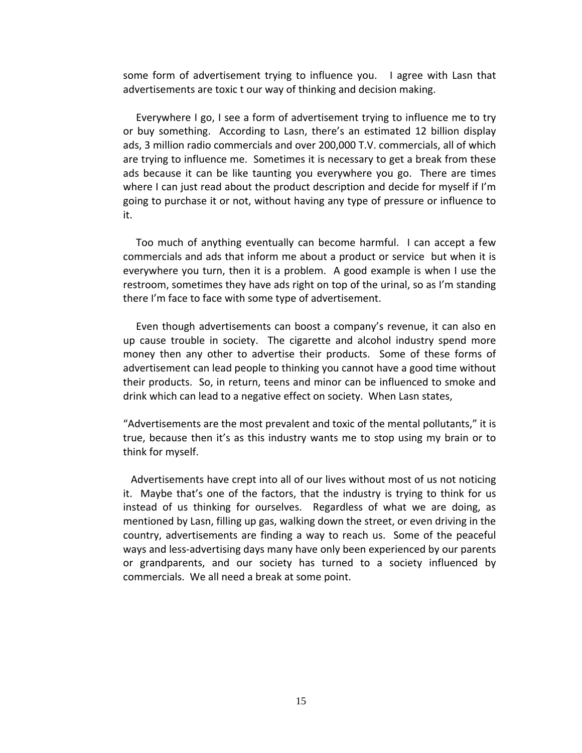some form of advertisement trying to influence you. I agree with Lasn that advertisements are toxic t our way of thinking and decision making.

Everywhere I go, I see a form of advertisement trying to influence me to try or buy something. According to Lasn, there's an estimated 12 billion display ads, 3 million radio commercials and over 200,000 T.V. commercials, all of which are trying to influence me. Sometimes it is necessary to get a break from these ads because it can be like taunting you everywhere you go. There are times where I can just read about the product description and decide for myself if I'm going to purchase it or not, without having any type of pressure or influence to it.

Too much of anything eventually can become harmful. I can accept a few commercials and ads that inform me about a product or service but when it is everywhere you turn, then it is a problem. A good example is when I use the restroom, sometimes they have ads right on top of the urinal, so as I'm standing there I'm face to face with some type of advertisement.

Even though advertisements can boost a company's revenue, it can also en up cause trouble in society. The cigarette and alcohol industry spend more money then any other to advertise their products. Some of these forms of advertisement can lead people to thinking you cannot have a good time without their products. So, in return, teens and minor can be influenced to smoke and drink which can lead to a negative effect on society. When Lasn states,

"Advertisements are the most prevalent and toxic of the mental pollutants," it is true, because then it's as this industry wants me to stop using my brain or to think for myself.

Advertisements have crept into all of our lives without most of us not noticing it. Maybe that's one of the factors, that the industry is trying to think for us instead of us thinking for ourselves. Regardless of what we are doing, as mentioned by Lasn, filling up gas, walking down the street, or even driving in the country, advertisements are finding a way to reach us. Some of the peaceful ways and less-advertising days many have only been experienced by our parents or grandparents, and our society has turned to a society influenced by commercials. We all need a break at some point.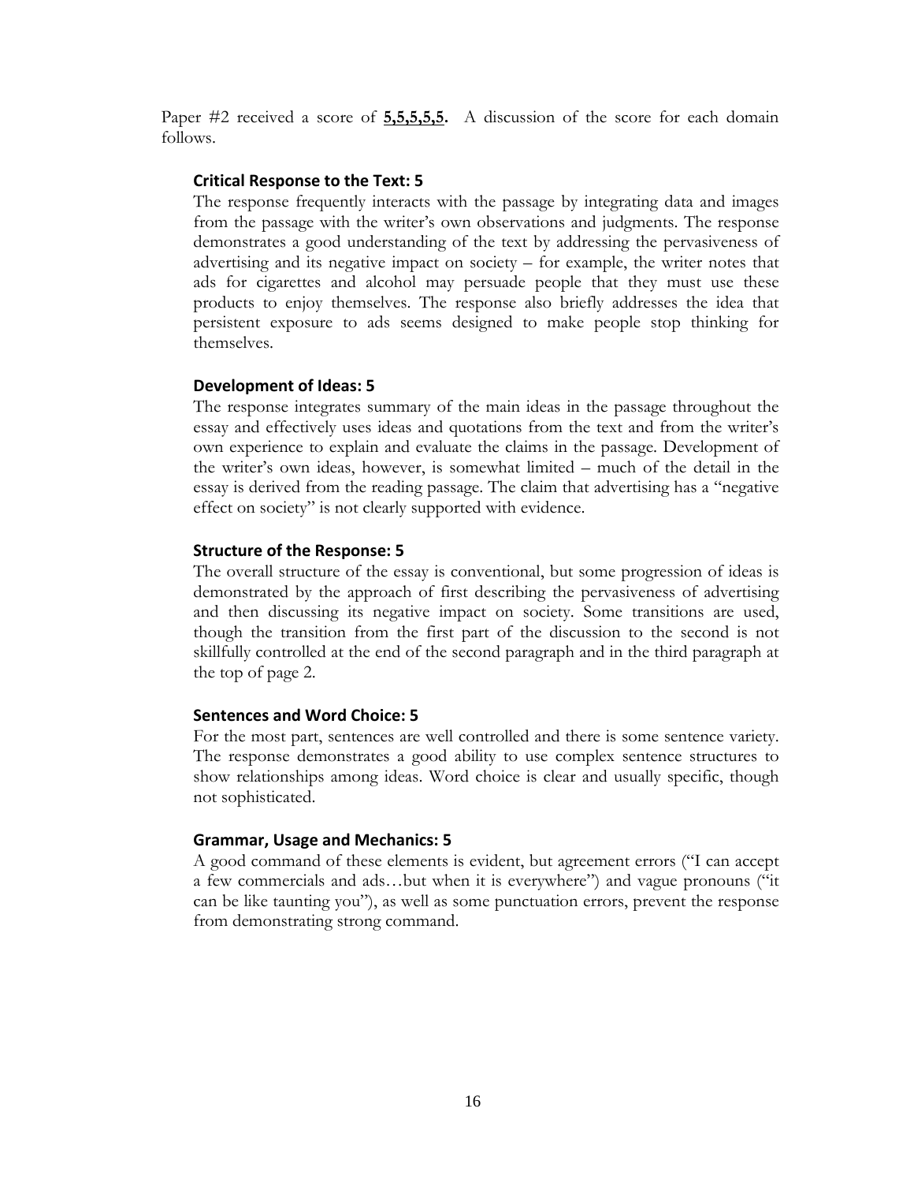Paper #2 received a score of **5,5,5,5,5.** A discussion of the score for each domain follows.

### Critical Response to the Text: 5

The response frequently interacts with the passage by integrating data and images from the passage with the writer's own observations and judgments. The response demonstrates a good understanding of the text by addressing the pervasiveness of advertising and its negative impact on society – for example, the writer notes that ads for cigarettes and alcohol may persuade people that they must use these products to enjoy themselves. The response also briefly addresses the idea that persistent exposure to ads seems designed to make people stop thinking for themselves.

### Development of Ideas: 5

The response integrates summary of the main ideas in the passage throughout the essay and effectively uses ideas and quotations from the text and from the writer's own experience to explain and evaluate the claims in the passage. Development of the writer's own ideas, however, is somewhat limited – much of the detail in the essay is derived from the reading passage. The claim that advertising has a "negative effect on society" is not clearly supported with evidence.

### Structure of the Response: 5

The overall structure of the essay is conventional, but some progression of ideas is demonstrated by the approach of first describing the pervasiveness of advertising and then discussing its negative impact on society. Some transitions are used, though the transition from the first part of the discussion to the second is not skillfully controlled at the end of the second paragraph and in the third paragraph at the top of page 2.

### Sentences and Word Choice: 5

For the most part, sentences are well controlled and there is some sentence variety. The response demonstrates a good ability to use complex sentence structures to show relationships among ideas. Word choice is clear and usually specific, though not sophisticated.

### Grammar, Usage and Mechanics: 5

A good command of these elements is evident, but agreement errors ("I can accept a few commercials and ads…but when it is everywhere") and vague pronouns ("it can be like taunting you"), as well as some punctuation errors, prevent the response from demonstrating strong command.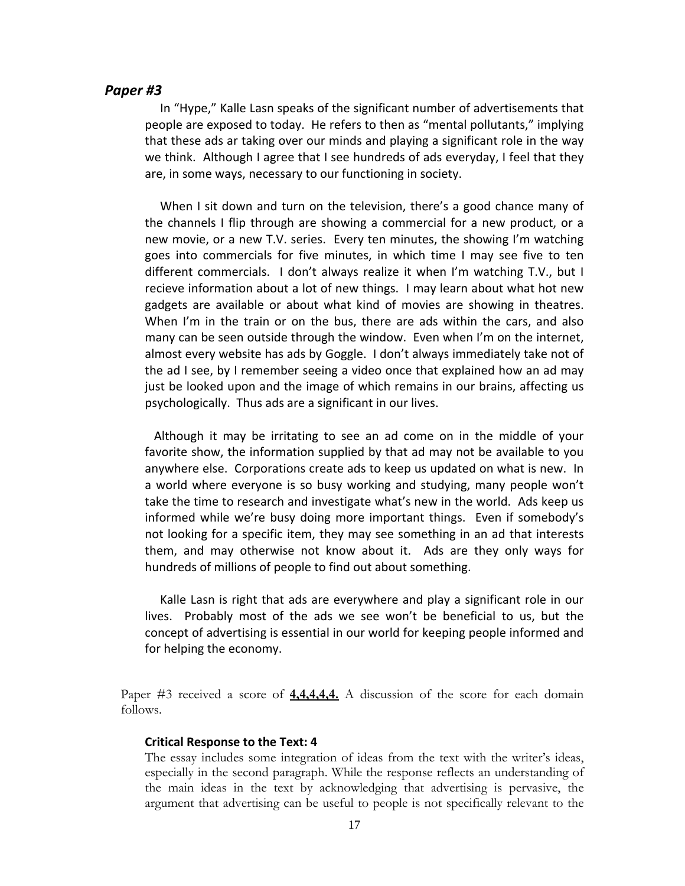## *Paper #3*

In "Hype," Kalle Lasn speaks of the significant number of advertisements that people are exposed to today. He refers to then as "mental pollutants," implying that these ads ar taking over our minds and playing a significant role in the way we think. Although I agree that I see hundreds of ads everyday, I feel that they are, in some ways, necessary to our functioning in society.

When I sit down and turn on the television, there's a good chance many of the channels I flip through are showing a commercial for a new product, or a new movie, or a new T.V. series. Every ten minutes, the showing I'm watching goes into commercials for five minutes, in which time I may see five to ten different commercials. I don't always realize it when I'm watching T.V., but I recieve information about a lot of new things. I may learn about what hot new gadgets are available or about what kind of movies are showing in theatres. When I'm in the train or on the bus, there are ads within the cars, and also many can be seen outside through the window. Even when I'm on the internet, almost every website has ads by Goggle. I don't always immediately take not of the ad I see, by I remember seeing a video once that explained how an ad may just be looked upon and the image of which remains in our brains, affecting us psychologically. Thus ads are a significant in our lives.

Although it may be irritating to see an ad come on in the middle of your favorite show, the information supplied by that ad may not be available to you anywhere else. Corporations create ads to keep us updated on what is new. In a world where everyone is so busy working and studying, many people won't take the time to research and investigate what's new in the world. Ads keep us informed while we're busy doing more important things. Even if somebody's not looking for a specific item, they may see something in an ad that interests them, and may otherwise not know about it. Ads are they only ways for hundreds of millions of people to find out about something.

Kalle Lasn is right that ads are everywhere and play a significant role in our lives. Probably most of the ads we see won't be beneficial to us, but the concept of advertising is essential in our world for keeping people informed and for helping the economy.

Paper #3 received a score of **4,4,4,4,4.** A discussion of the score for each domain follows.

**Critical Response to the Text: 4**

The essay includes some integration of ideas from the text with the writer's ideas, especially in the second paragraph. While the response reflects an understanding of the main ideas in the text by acknowledging that advertising is pervasive, the argument that advertising can be useful to people is not specifically relevant to the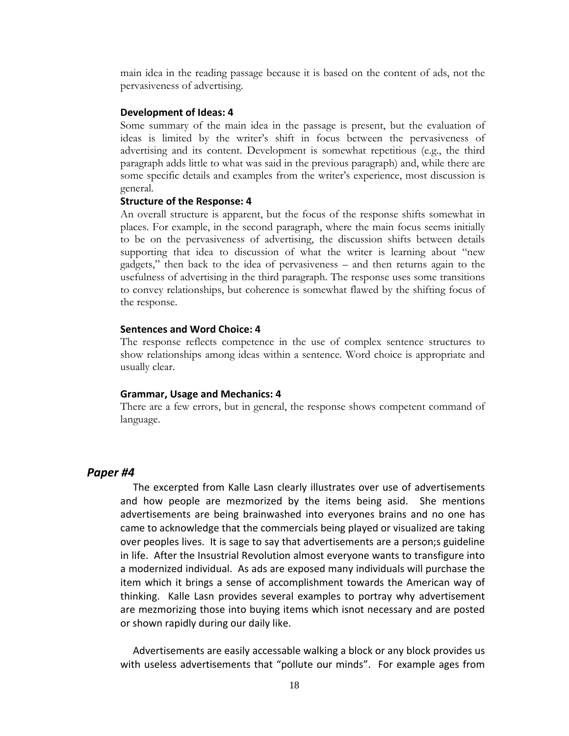main idea in the reading passage because it is based on the content of ads, not the pervasiveness of advertising.

**Development of Ideas: 4**

Some summary of the main idea in the passage is present, but the evaluation of ideas is limited by the writer's shift in focus between the pervasiveness of advertising and its content. Development is somewhat repetitious (e.g., the third paragraph adds little to what was said in the previous paragraph) and, while there are some specific details and examples from the writer's experience, most discussion is general.

**Structure of the Response: 4**

An overall structure is apparent, but the focus of the response shifts somewhat in places. For example, in the second paragraph, where the main focus seems initially to be on the pervasiveness of advertising, the discussion shifts between details supporting that idea to discussion of what the writer is learning about "new gadgets," then back to the idea of pervasiveness – and then returns again to the usefulness of advertising in the third paragraph. The response uses some transitions to convey relationships, but coherence is somewhat flawed by the shifting focus of the response.

**Sentences and Word Choice: 4**

The response reflects competence in the use of complex sentence structures to show relationships among ideas within a sentence. Word choice is appropriate and usually clear.

**Grammar, Usage and Mechanics: 4**

There are a few errors, but in general, the response shows competent command of language.

## *Paper #4*

The excerpted from Kalle Lasn clearly illustrates over use of advertisements and how people are mezmorized by the items being asid. She mentions advertisements are being brainwashed into everyones brains and no one has came to acknowledge that the commercials being played or visualized are taking over peoples lives. It is sage to say that advertisements are a person;s guideline in life. After the Insustrial Revolution almost everyone wants to transfigure into a modernized individual. As ads are exposed many individuals will purchase the item which it brings a sense of accomplishment towards the American way of thinking. Kalle Lasn provides several examples to portray why advertisement are mezmorizing those into buying items which isnot necessary and are posted or shown rapidly during our daily like.

Advertisements are easily accessable walking a block or any block provides us with useless advertisements that "pollute our minds". For example ages from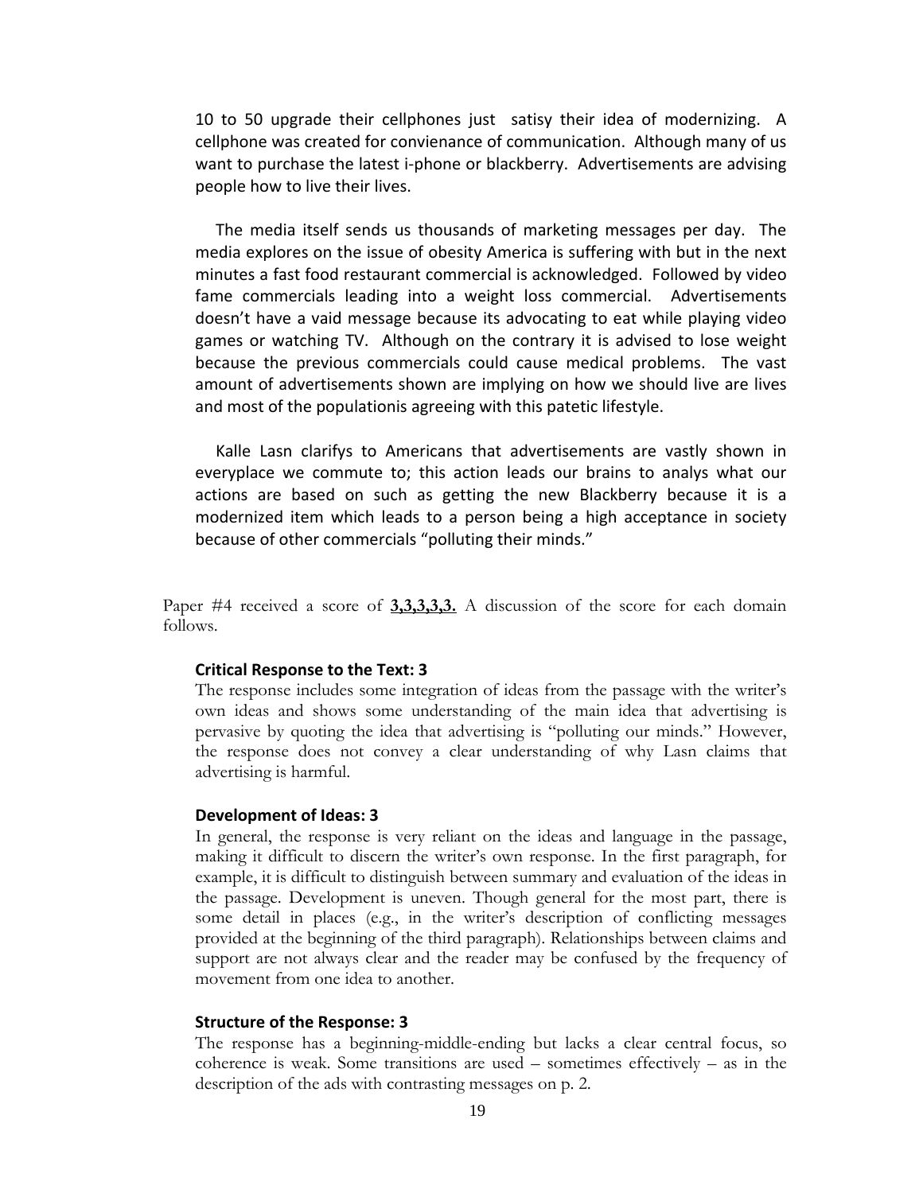10 to 50 upgrade their cellphones just  satisy their idea of modernizing.  A cellphone was created for convienance of communication.  Although many of us want to purchase the latest i-phone or blackberry.  Advertisements are advising people how to live their lives.

The media itself sends us thousands of marketing messages per day.  The media explores on the issue of obesity America is suffering with but in the next minutes a fast food restaurant commercial is acknowledged.  Followed by video fame commercials leading into a weight loss commercial.  Advertisements doesn't have a vaid message because its advocating to eat while playing video games or watching TV.  Although on the contrary it is advised to lose weight because the previous commercials could cause medical problems.  The vast amount of advertisements shown are implying on how we should live are lives and most of the populationis agreeing with this patetic lifestyle.

Kalle Lasn clarifys to Americans that advertisements are vastly shown in everyplace we commute to; this action leads our brains to analys what our actions are based on such as getting the new Blackberry because it is a modernized item which leads to a person being a high acceptance in society because of other commercials "polluting their minds."

Paper #4 received a score of **3,3,3,3,3.** A discussion of the score for each domain follows.

**Critical Response to the Text: 3**

The response includes some integration of ideas from the passage with the writer's own ideas and shows some understanding of the main idea that advertising is pervasive by quoting the idea that advertising is "polluting our minds." However, the response does not convey a clear understanding of why Lasn claims that advertising is harmful.

**Development of Ideas: 3**

In general, the response is very reliant on the ideas and language in the passage, making it difficult to discern the writer's own response. In the first paragraph, for example, it is difficult to distinguish between summary and evaluation of the ideas in the passage. Development is uneven. Though general for the most part, there is some detail in places (e.g., in the writer's description of conflicting messages provided at the beginning of the third paragraph). Relationships between claims and support are not always clear and the reader may be confused by the frequency of movement from one idea to another.

**Structure of the Response: 3**

The response has a beginning-middle-ending but lacks a clear central focus, so coherence is weak. Some transitions are used – sometimes effectively – as in the description of the ads with contrasting messages on p. 2.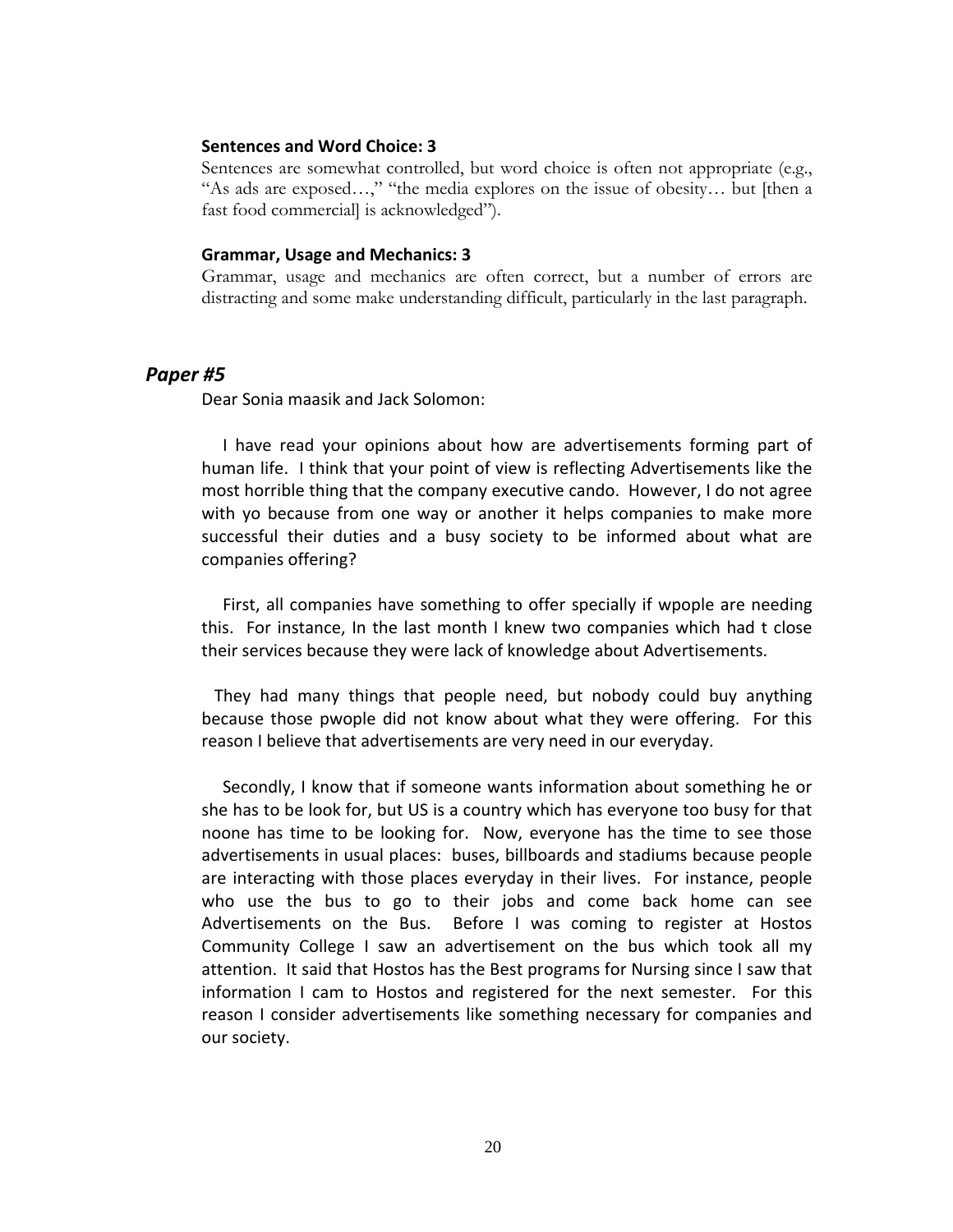**Sentences and Word Choice: 3**

Sentences are somewhat controlled, but word choice is often not appropriate (e.g., "As ads are exposed…," "the media explores on the issue of obesity… but [then a fast food commercial] is acknowledged").

**Grammar, Usage and Mechanics: 3**

Grammar, usage and mechanics are often correct, but a number of errors are distracting and some make understanding difficult, particularly in the last paragraph.

## *Paper #5*

Dear Sonia maasik and Jack Solomon:

I have read your opinions about how are advertisements forming part of human life. I think that your point of view is reflecting Advertisements like the most horrible thing that the company executive cando. However, I do not agree with yo because from one way or another it helps companies to make more successful their duties and a busy society to be informed about what are companies offering?

First, all companies have something to offer specially if wpople are needing this. For instance, In the last month I knew two companies which had t close their services because they were lack of knowledge about Advertisements.

They had many things that people need, but nobody could buy anything because those pwople did not know about what they were offering. For this reason I believe that advertisements are very need in our everyday.

Secondly, I know that if someone wants information about something he or she has to be look for, but US is a country which has everyone too busy for that noone has time to be looking for. Now, everyone has the time to see those advertisements in usual places: buses, billboards and stadiums because people are interacting with those places everyday in their lives. For instance, people who use the bus to go to their jobs and come back home can see Advertisements on the Bus. Before I was coming to register at Hostos Community College I saw an advertisement on the bus which took all my attention. It said that Hostos has the Best programs for Nursing since I saw that information I cam to Hostos and registered for the next semester. For this reason I consider advertisements like something necessary for companies and our society.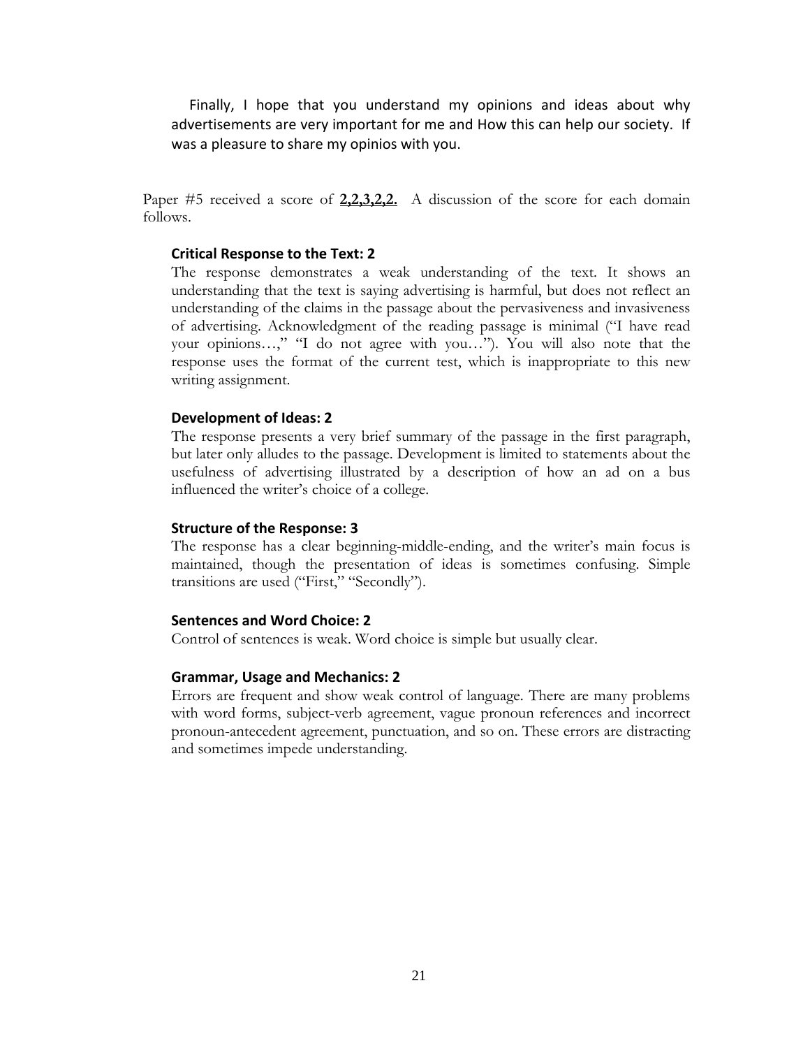Finally, I hope that you understand my opinions and ideas about why advertisements are very important for me and How this can help our society. If was a pleasure to share my opinios with you.

Paper #5 received a score of **2,2,3,2,2.** A discussion of the score for each domain follows.

**Critical Response to the Text: 2**

The response demonstrates a weak understanding of the text. It shows an understanding that the text is saying advertising is harmful, but does not reflect an understanding of the claims in the passage about the pervasiveness and invasiveness of advertising. Acknowledgment of the reading passage is minimal ("I have read your opinions…," "I do not agree with you…"). You will also note that the response uses the format of the current test, which is inappropriate to this new writing assignment.

**Development of Ideas: 2**

The response presents a very brief summary of the passage in the first paragraph, but later only alludes to the passage. Development is limited to statements about the usefulness of advertising illustrated by a description of how an ad on a bus influenced the writer's choice of a college.

**Structure of the Response: 3**

The response has a clear beginning-middle-ending, and the writer's main focus is maintained, though the presentation of ideas is sometimes confusing. Simple transitions are used ("First," "Secondly").

**Sentences and Word Choice: 2**

Control of sentences is weak. Word choice is simple but usually clear.

**Grammar, Usage and Mechanics: 2**

Errors are frequent and show weak control of language. There are many problems with word forms, subject-verb agreement, vague pronoun references and incorrect pronoun-antecedent agreement, punctuation, and so on. These errors are distracting and sometimes impede understanding.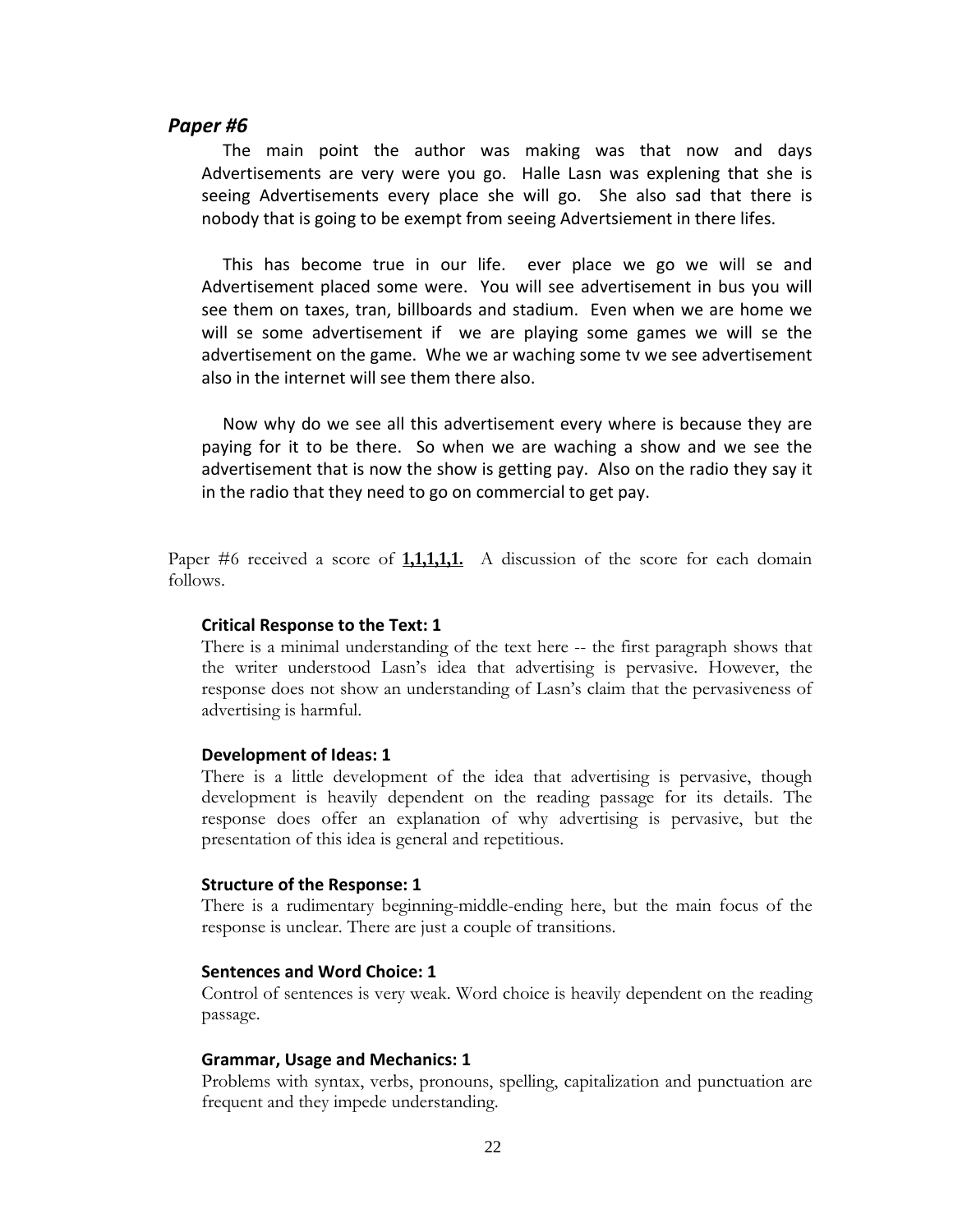## *Paper #6*

The main point the author was making was that now and days Advertisements are very were you go. Halle Lasn was explening that she is seeing Advertisements every place she will go. She also sad that there is nobody that is going to be exempt from seeing Advertsiement in there lifes.

This has become true in our life. ever place we go we will se and Advertisement placed some were. You will see advertisement in bus you will see them on taxes, tran, billboards and stadium. Even when we are home we will se some advertisement if we are playing some games we will se the advertisement on the game. Whe we ar waching some tv we see advertisement also in the internet will see them there also.

Now why do we see all this advertisement every where is because they are paying for it to be there. So when we are waching a show and we see the advertisement that is now the show is getting pay. Also on the radio they say it in the radio that they need to go on commercial to get pay.

Paper #6 received a score of **<u>1,1,1,1,1.</u>** A discussion of the score for each domain follows.

**Critical Response to the Text: 1**
There is a minimal understanding of the text here -- the first paragraph shows that the writer understood Lasn's idea that advertising is pervasive. However, the response does not show an understanding of Lasn's claim that the pervasiveness of advertising is harmful.

**Development of Ideas: 1**
There is a little development of the idea that advertising is pervasive, though development is heavily dependent on the reading passage for its details. The response does offer an explanation of why advertising is pervasive, but the presentation of this idea is general and repetitious.

**Structure of the Response: 1**
There is a rudimentary beginning-middle-ending here, but the main focus of the response is unclear. There are just a couple of transitions.

**Sentences and Word Choice: 1**
Control of sentences is very weak. Word choice is heavily dependent on the reading passage.

**Grammar, Usage and Mechanics: 1**
Problems with syntax, verbs, pronouns, spelling, capitalization and punctuation are frequent and they impede understanding.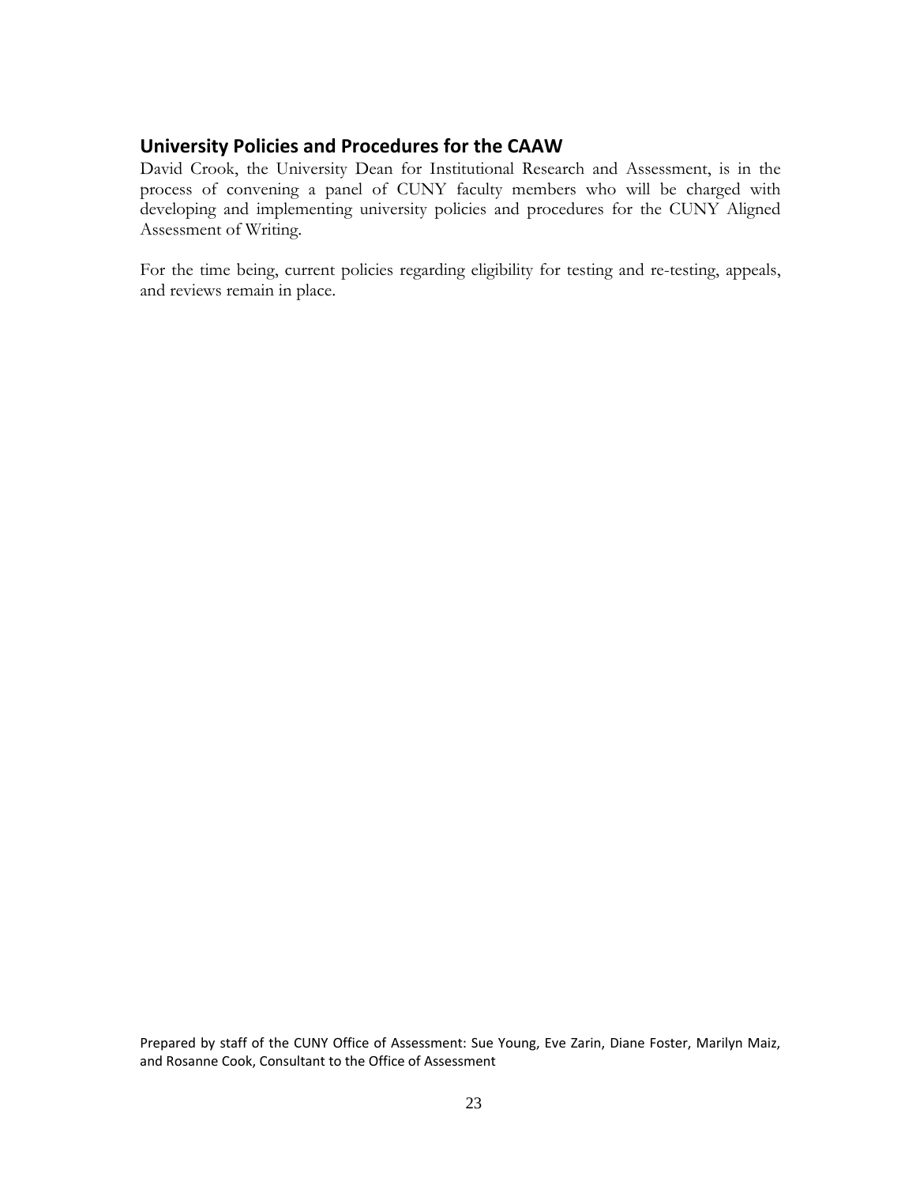## University Policies and Procedures for the CAAW

David Crook, the University Dean for Institutional Research and Assessment, is in the process of convening a panel of CUNY faculty members who will be charged with developing and implementing university policies and procedures for the CUNY Aligned Assessment of Writing.

For the time being, current policies regarding eligibility for testing and re-testing, appeals, and reviews remain in place.

Prepared by staff of the CUNY Office of Assessment: Sue Young, Eve Zarin, Diane Foster, Marilyn Maiz, and Rosanne Cook, Consultant to the Office of Assessment